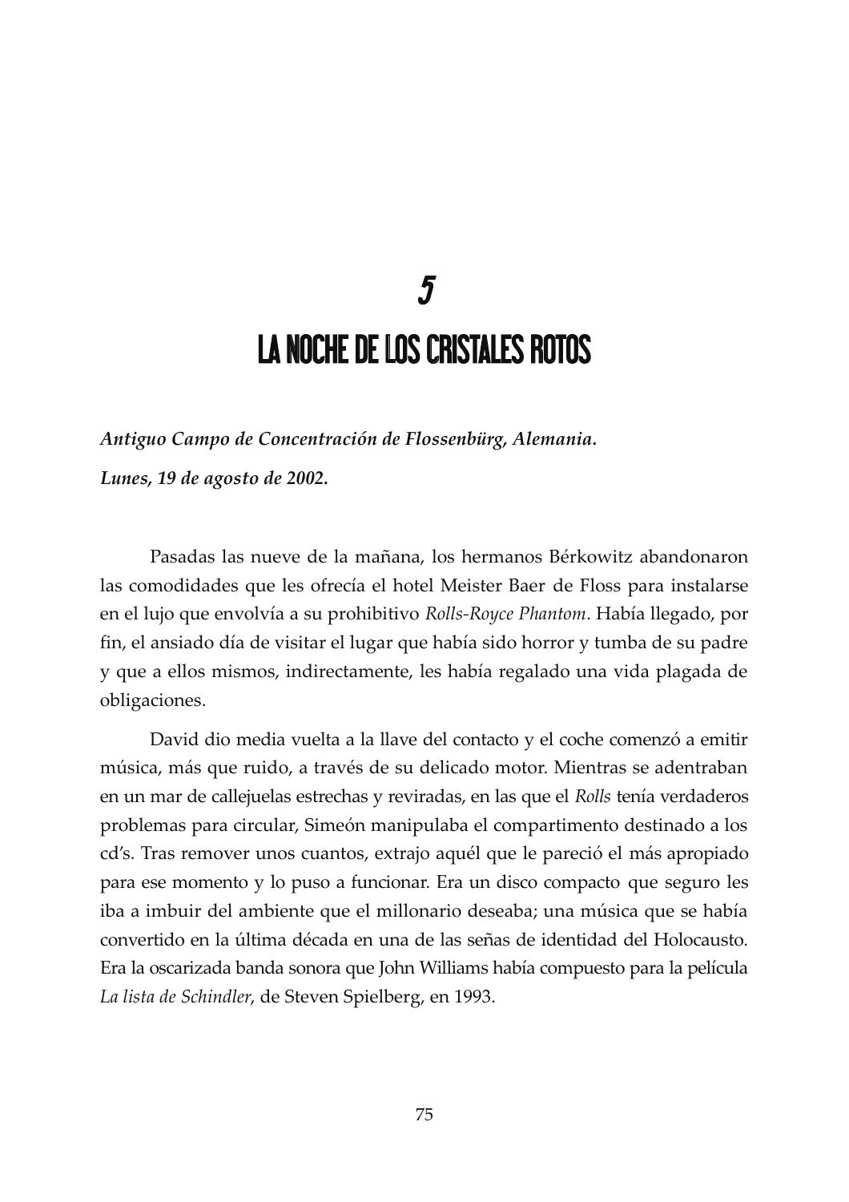# 5

# LA NOCHE DE LOS CRISTALES ROTOS

***Antiguo Campo de Concentración de Flossenbürg, Alemania.***

***Lunes, 19 de agosto de 2002.***

Pasadas las nueve de la mañana, los hermanos Bérkowitz abandonaron las comodidades que les ofrecía el hotel Meister Baer de Floss para instalarse en el lujo que envolvía a su prohibitivo *Rolls-Royce Phantom*. Había llegado, por fin, el ansiado día de visitar el lugar que había sido horror y tumba de su padre y que a ellos mismos, indirectamente, les había regalado una vida plagada de obligaciones.

David dio media vuelta a la llave del contacto y el coche comenzó a emitir música, más que ruido, a través de su delicado motor. Mientras se adentraban en un mar de callejuelas estrechas y reviradas, en las que el *Rolls* tenía verdaderos problemas para circular, Simeón manipulaba el compartimento destinado a los cd's. Tras remover unos cuantos, extrajo aquél que le pareció el más apropiado para ese momento y lo puso a funcionar. Era un disco compacto que seguro les iba a imbuir del ambiente que el millonario deseaba; una música que se había convertido en la última década en una de las señas de identidad del Holocausto. Era la oscarizada banda sonora que John Williams había compuesto para la película *La lista de Schindler*, de Steven Spielberg, en 1993.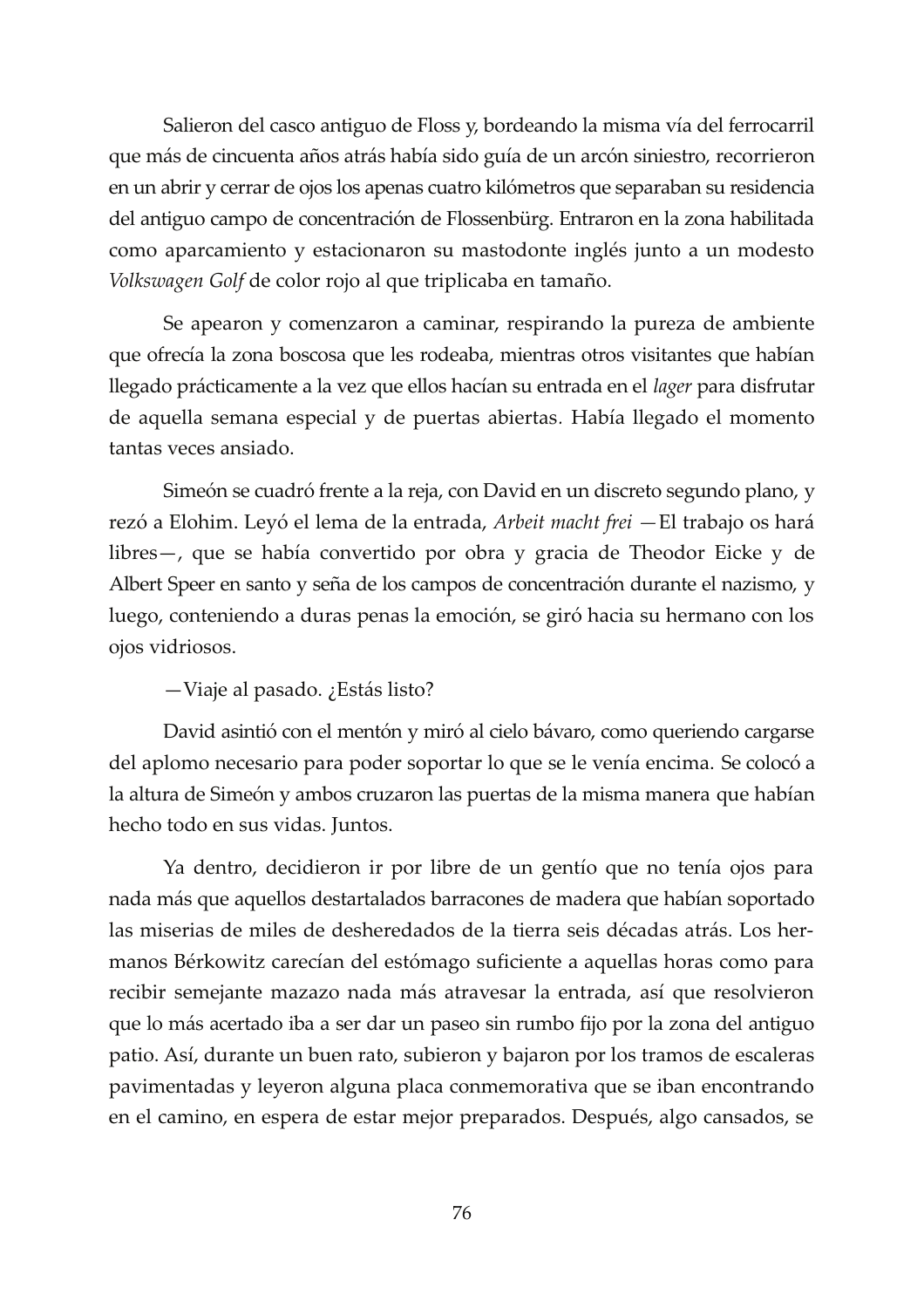Salieron del casco antiguo de Floss y, bordeando la misma vía del ferrocarril que más de cincuenta años atrás había sido guía de un arcón siniestro, recorrieron en un abrir y cerrar de ojos los apenas cuatro kilómetros que separaban su residencia del antiguo campo de concentración de Flossenbürg. Entraron en la zona habilitada como aparcamiento y estacionaron su mastodonte inglés junto a un modesto *Volkswagen Golf* de color rojo al que triplicaba en tamaño.

Se apearon y comenzaron a caminar, respirando la pureza de ambiente que ofrecía la zona boscosa que les rodeaba, mientras otros visitantes que habían llegado prácticamente a la vez que ellos hacían su entrada en el *lager* para disfrutar de aquella semana especial y de puertas abiertas. Había llegado el momento tantas veces ansiado.

Simeón se cuadró frente a la reja, con David en un discreto segundo plano, y rezó a Elohim. Leyó el lema de la entrada, *Arbeit macht frei* —El trabajo os hará libres—, que se había convertido por obra y gracia de Theodor Eicke y de Albert Speer en santo y seña de los campos de concentración durante el nazismo, y luego, conteniendo a duras penas la emoción, se giró hacia su hermano con los ojos vidriosos.

—Viaje al pasado. ¿Estás listo?

David asintió con el mentón y miró al cielo bávaro, como queriendo cargarse del aplomo necesario para poder soportar lo que se le venía encima. Se colocó a la altura de Simeón y ambos cruzaron las puertas de la misma manera que habían hecho todo en sus vidas. Juntos.

Ya dentro, decidieron ir por libre de un gentío que no tenía ojos para nada más que aquellos destartalados barracones de madera que habían soportado las miserias de miles de desheredados de la tierra seis décadas atrás. Los hermanos Bérkowitz carecían del estómago suficiente a aquellas horas como para recibir semejante mazazo nada más atravesar la entrada, así que resolvieron que lo más acertado iba a ser dar un paseo sin rumbo fijo por la zona del antiguo patio. Así, durante un buen rato, subieron y bajaron por los tramos de escaleras pavimentadas y leyeron alguna placa conmemorativa que se iban encontrando en el camino, en espera de estar mejor preparados. Después, algo cansados, se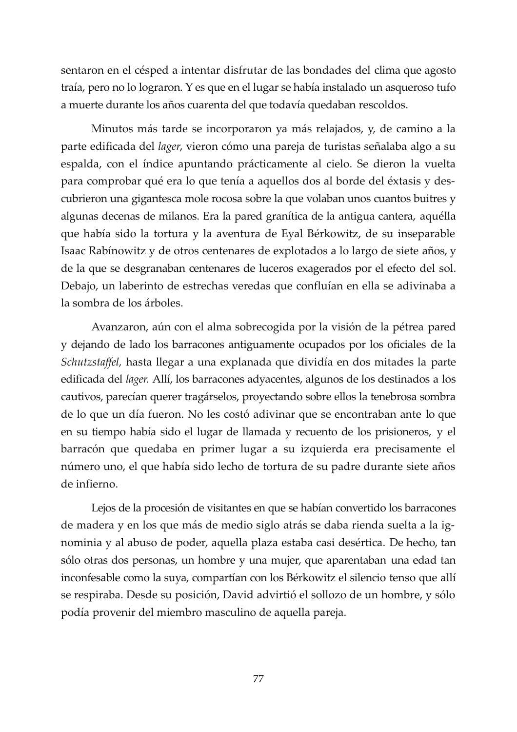sentaron en el césped a intentar disfrutar de las bondades del clima que agosto traía, pero no lo lograron. Y es que en el lugar se había instalado un asqueroso tufo a muerte durante los años cuarenta del que todavía quedaban rescoldos.

Minutos más tarde se incorporaron ya más relajados, y, de camino a la parte edificada del *lager*, vieron cómo una pareja de turistas señalaba algo a su espalda, con el índice apuntando prácticamente al cielo. Se dieron la vuelta para comprobar qué era lo que tenía a aquellos dos al borde del éxtasis y descubrieron una gigantesca mole rocosa sobre la que volaban unos cuantos buitres y algunas decenas de milanos. Era la pared granítica de la antigua cantera, aquélla que había sido la tortura y la aventura de Eyal Bérkowitz, de su inseparable Isaac Rabínowitz y de otros centenares de explotados a lo largo de siete años, y de la que se desgranaban centenares de luceros exagerados por el efecto del sol. Debajo, un laberinto de estrechas veredas que confluían en ella se adivinaba a la sombra de los árboles.

Avanzaron, aún con el alma sobrecogida por la visión de la pétrea pared y dejando de lado los barracones antiguamente ocupados por los oficiales de la *Schutzstaffel,* hasta llegar a una explanada que dividía en dos mitades la parte edificada del *lager.* Allí, los barracones adyacentes, algunos de los destinados a los cautivos, parecían querer tragárselos, proyectando sobre ellos la tenebrosa sombra de lo que un día fueron. No les costó adivinar que se encontraban ante lo que en su tiempo había sido el lugar de llamada y recuento de los prisioneros, y el barracón que quedaba en primer lugar a su izquierda era precisamente el número uno, el que había sido lecho de tortura de su padre durante siete años de infierno.

Lejos de la procesión de visitantes en que se habían convertido los barracones de madera y en los que más de medio siglo atrás se daba rienda suelta a la ignominia y al abuso de poder, aquella plaza estaba casi desértica. De hecho, tan sólo otras dos personas, un hombre y una mujer, que aparentaban una edad tan inconfesable como la suya, compartían con los Bérkowitz el silencio tenso que allí se respiraba. Desde su posición, David advirtió el sollozo de un hombre, y sólo podía provenir del miembro masculino de aquella pareja.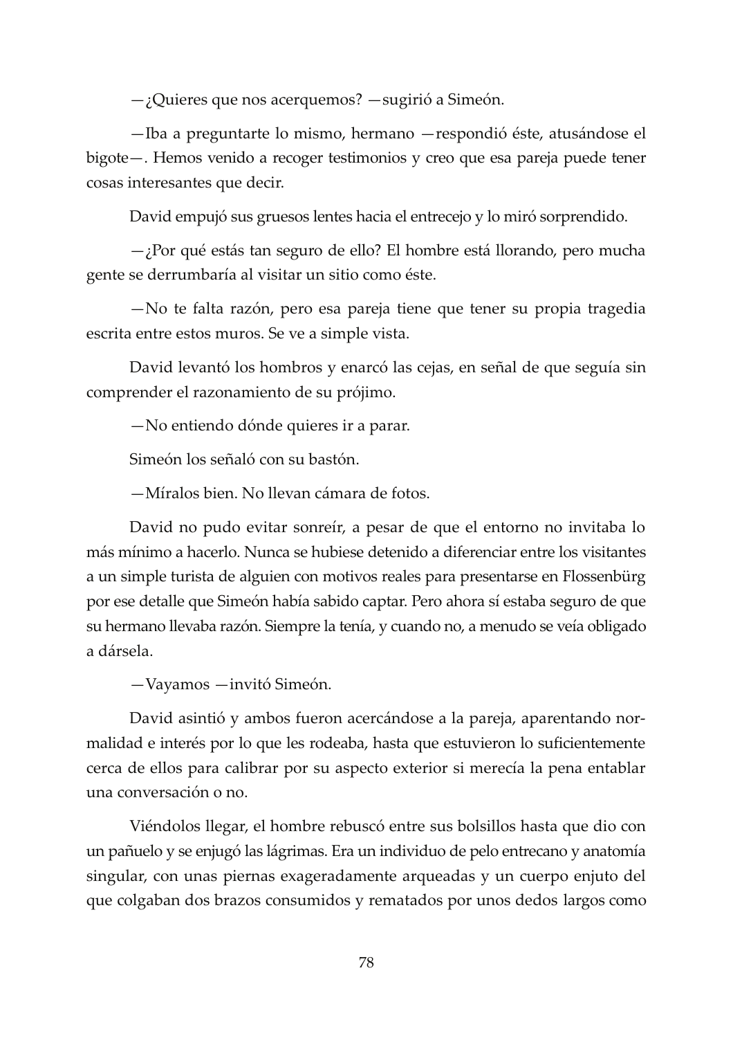—¿Quieres que nos acerquemos? —sugirió a Simeón.

—Iba a preguntarte lo mismo, hermano —respondió éste, atusándose el bigote—. Hemos venido a recoger testimonios y creo que esa pareja puede tener cosas interesantes que decir.

David empujó sus gruesos lentes hacia el entrecejo y lo miró sorprendido.

—¿Por qué estás tan seguro de ello? El hombre está llorando, pero mucha gente se derrumbaría al visitar un sitio como éste.

—No te falta razón, pero esa pareja tiene que tener su propia tragedia escrita entre estos muros. Se ve a simple vista.

David levantó los hombros y enarcó las cejas, en señal de que seguía sin comprender el razonamiento de su prójimo.

—No entiendo dónde quieres ir a parar.

Simeón los señaló con su bastón.

—Míralos bien. No llevan cámara de fotos.

David no pudo evitar sonreír, a pesar de que el entorno no invitaba lo más mínimo a hacerlo. Nunca se hubiese detenido a diferenciar entre los visitantes a un simple turista de alguien con motivos reales para presentarse en Flossenbürg por ese detalle que Simeón había sabido captar. Pero ahora sí estaba seguro de que su hermano llevaba razón. Siempre la tenía, y cuando no, a menudo se veía obligado a dársela.

—Vayamos —invitó Simeón.

David asintió y ambos fueron acercándose a la pareja, aparentando normalidad e interés por lo que les rodeaba, hasta que estuvieron lo suficientemente cerca de ellos para calibrar por su aspecto exterior si merecía la pena entablar una conversación o no.

Viéndolos llegar, el hombre rebuscó entre sus bolsillos hasta que dio con un pañuelo y se enjugó las lágrimas. Era un individuo de pelo entrecano y anatomía singular, con unas piernas exageradamente arqueadas y un cuerpo enjuto del que colgaban dos brazos consumidos y rematados por unos dedos largos como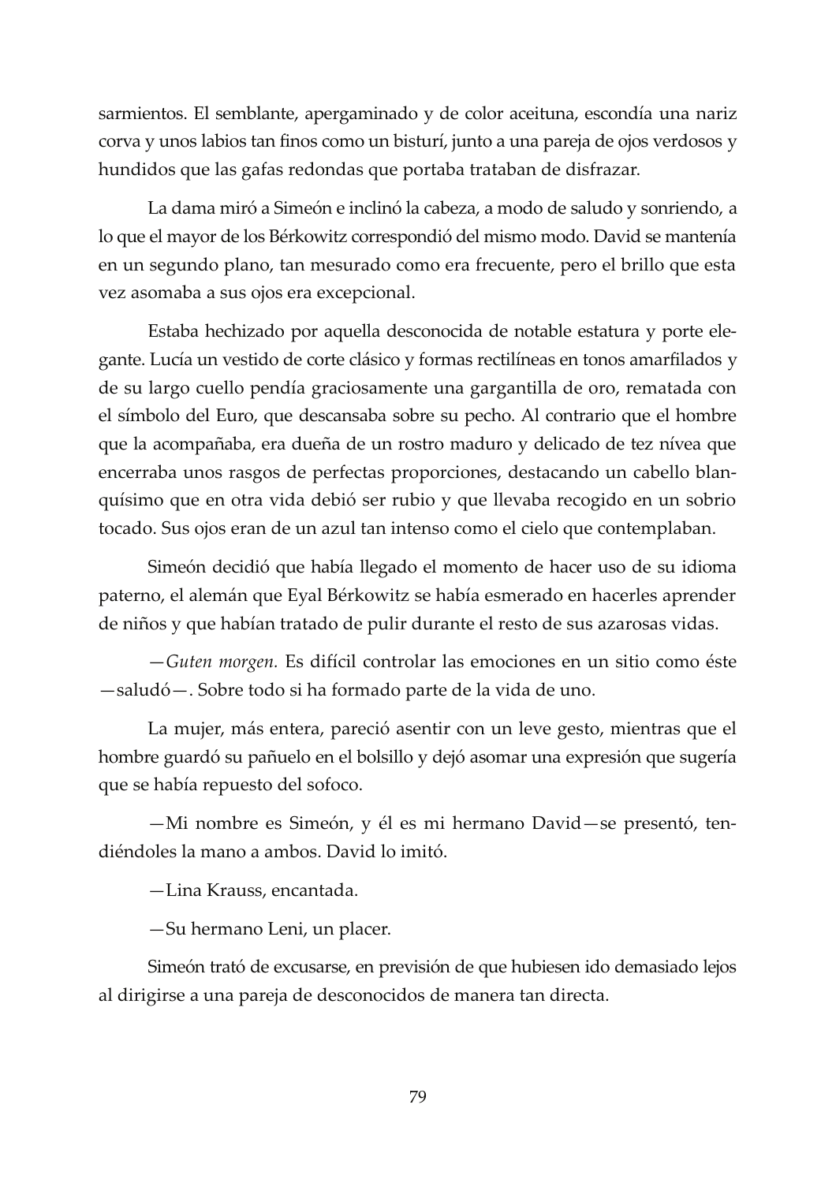sarmientos. El semblante, apergaminado y de color aceituna, escondía una nariz corva y unos labios tan finos como un bisturí, junto a una pareja de ojos verdosos y hundidos que las gafas redondas que portaba trataban de disfrazar.

La dama miró a Simeón e inclinó la cabeza, a modo de saludo y sonriendo, a lo que el mayor de los Bérkowitz correspondió del mismo modo. David se mantenía en un segundo plano, tan mesurado como era frecuente, pero el brillo que esta vez asomaba a sus ojos era excepcional.

Estaba hechizado por aquella desconocida de notable estatura y porte elegante. Lucía un vestido de corte clásico y formas rectilíneas en tonos amarfilados y de su largo cuello pendía graciosamente una gargantilla de oro, rematada con el símbolo del Euro, que descansaba sobre su pecho. Al contrario que el hombre que la acompañaba, era dueña de un rostro maduro y delicado de tez nívea que encerraba unos rasgos de perfectas proporciones, destacando un cabello blanquísimo que en otra vida debió ser rubio y que llevaba recogido en un sobrio tocado. Sus ojos eran de un azul tan intenso como el cielo que contemplaban.

Simeón decidió que había llegado el momento de hacer uso de su idioma paterno, el alemán que Eyal Bérkowitz se había esmerado en hacerles aprender de niños y que habían tratado de pulir durante el resto de sus azarosas vidas.

—*Guten morgen.* Es difícil controlar las emociones en un sitio como éste —saludó—. Sobre todo si ha formado parte de la vida de uno.

La mujer, más entera, pareció asentir con un leve gesto, mientras que el hombre guardó su pañuelo en el bolsillo y dejó asomar una expresión que sugería que se había repuesto del sofoco.

—Mi nombre es Simeón, y él es mi hermano David—se presentó, tendiéndoles la mano a ambos. David lo imitó.

—Lina Krauss, encantada.

—Su hermano Leni, un placer.

Simeón trató de excusarse, en previsión de que hubiesen ido demasiado lejos al dirigirse a una pareja de desconocidos de manera tan directa.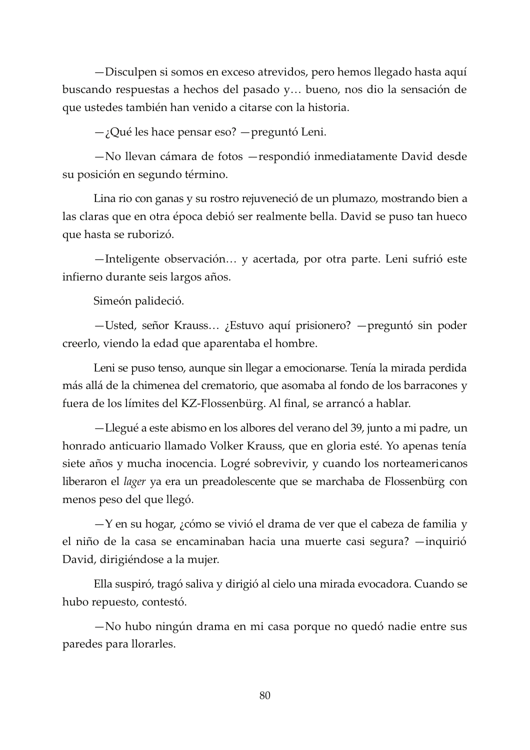—Disculpen si somos en exceso atrevidos, pero hemos llegado hasta aquí buscando respuestas a hechos del pasado y… bueno, nos dio la sensación de que ustedes también han venido a citarse con la historia.

—¿Qué les hace pensar eso? —preguntó Leni.

—No llevan cámara de fotos —respondió inmediatamente David desde su posición en segundo término.

Lina rio con ganas y su rostro rejuveneció de un plumazo, mostrando bien a las claras que en otra época debió ser realmente bella. David se puso tan hueco que hasta se ruborizó.

—Inteligente observación… y acertada, por otra parte. Leni sufrió este infierno durante seis largos años.

Simeón palideció.

—Usted, señor Krauss… ¿Estuvo aquí prisionero? —preguntó sin poder creerlo, viendo la edad que aparentaba el hombre.

Leni se puso tenso, aunque sin llegar a emocionarse. Tenía la mirada perdida más allá de la chimenea del crematorio, que asomaba al fondo de los barracones y fuera de los límites del KZ-Flossenbürg. Al final, se arrancó a hablar.

—Llegué a este abismo en los albores del verano del 39, junto a mi padre, un honrado anticuario llamado Volker Krauss, que en gloria esté. Yo apenas tenía siete años y mucha inocencia. Logré sobrevivir, y cuando los norteamericanos liberaron el *lager* ya era un preadolescente que se marchaba de Flossenbürg con menos peso del que llegó.

—Y en su hogar, ¿cómo se vivió el drama de ver que el cabeza de familia y el niño de la casa se encaminaban hacia una muerte casi segura? —inquirió David, dirigiéndose a la mujer.

Ella suspiró, tragó saliva y dirigió al cielo una mirada evocadora. Cuando se hubo repuesto, contestó.

—No hubo ningún drama en mi casa porque no quedó nadie entre sus paredes para llorarles.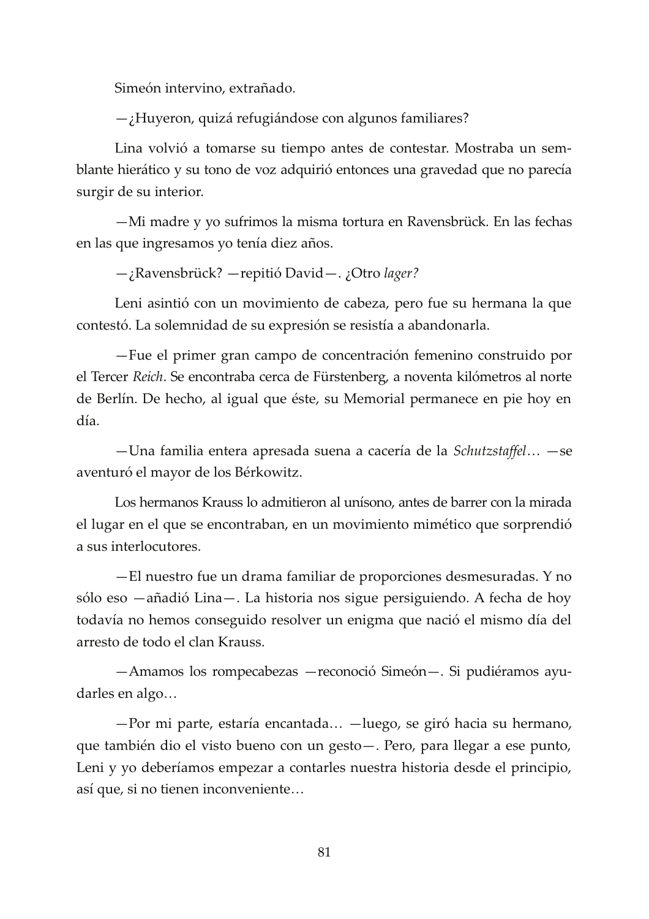Simeón intervino, extrañado.

—¿Huyeron, quizá refugiándose con algunos familiares?

Lina volvió a tomarse su tiempo antes de contestar. Mostraba un semblante hierático y su tono de voz adquirió entonces una gravedad que no parecía surgir de su interior.

—Mi madre y yo sufrimos la misma tortura en Ravensbrück. En las fechas en las que ingresamos yo tenía diez años.

—¿Ravensbrück? —repitió David—. ¿Otro *lager?*

Leni asintió con un movimiento de cabeza, pero fue su hermana la que contestó. La solemnidad de su expresión se resistía a abandonarla.

—Fue el primer gran campo de concentración femenino construido por el Tercer *Reich*. Se encontraba cerca de Fürstenberg, a noventa kilómetros al norte de Berlín. De hecho, al igual que éste, su Memorial permanece en pie hoy en día.

—Una familia entera apresada suena a cacería de la *Schutzstaffel*… —se aventuró el mayor de los Bérkowitz.

Los hermanos Krauss lo admitieron al unísono, antes de barrer con la mirada el lugar en el que se encontraban, en un movimiento mimético que sorprendió a sus interlocutores.

—El nuestro fue un drama familiar de proporciones desmesuradas. Y no sólo eso —añadió Lina—. La historia nos sigue persiguiendo. A fecha de hoy todavía no hemos conseguido resolver un enigma que nació el mismo día del arresto de todo el clan Krauss.

—Amamos los rompecabezas —reconoció Simeón—. Si pudiéramos ayudarles en algo…

—Por mi parte, estaría encantada… —luego, se giró hacia su hermano, que también dio el visto bueno con un gesto—. Pero, para llegar a ese punto, Leni y yo deberíamos empezar a contarles nuestra historia desde el principio, así que, si no tienen inconveniente…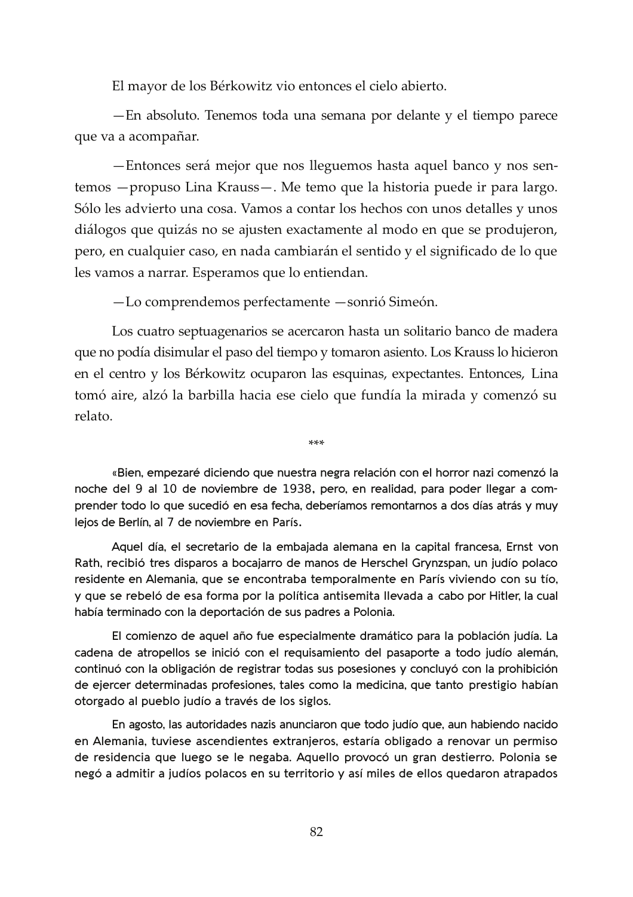El mayor de los Bérkowitz vio entonces el cielo abierto.

—En absoluto. Tenemos toda una semana por delante y el tiempo parece que va a acompañar.

—Entonces será mejor que nos lleguemos hasta aquel banco y nos sentemos —propuso Lina Krauss—. Me temo que la historia puede ir para largo. Sólo les advierto una cosa. Vamos a contar los hechos con unos detalles y unos diálogos que quizás no se ajusten exactamente al modo en que se produjeron, pero, en cualquier caso, en nada cambiarán el sentido y el significado de lo que les vamos a narrar. Esperamos que lo entiendan.

—Lo comprendemos perfectamente —sonrió Simeón.

Los cuatro septuagenarios se acercaron hasta un solitario banco de madera que no podía disimular el paso del tiempo y tomaron asiento. Los Krauss lo hicieron en el centro y los Bérkowitz ocuparon las esquinas, expectantes. Entonces, Lina tomó aire, alzó la barbilla hacia ese cielo que fundía la mirada y comenzó su relato.

***

«Bien, empezaré diciendo que nuestra negra relación con el horror nazi comenzó la noche del 9 al 10 de noviembre de 1938, pero, en realidad, para poder llegar a comprender todo lo que sucedió en esa fecha, deberíamos remontarnos a dos días atrás y muy lejos de Berlín, al 7 de noviembre en París.

Aquel día, el secretario de la embajada alemana en la capital francesa, Ernst von Rath, recibió tres disparos a bocajarro de manos de Herschel Grynzspan, un judío polaco residente en Alemania, que se encontraba temporalmente en París viviendo con su tío, y que se rebeló de esa forma por la política antisemita llevada a cabo por Hitler, la cual había terminado con la deportación de sus padres a Polonia.

El comienzo de aquel año fue especialmente dramático para la población judía. La cadena de atropellos se inició con el requisamiento del pasaporte a todo judío alemán, continuó con la obligación de registrar todas sus posesiones y concluyó con la prohibición de ejercer determinadas profesiones, tales como la medicina, que tanto prestigio habían otorgado al pueblo judío a través de los siglos.

En agosto, las autoridades nazis anunciaron que todo judío que, aun habiendo nacido en Alemania, tuviese ascendientes extranjeros, estaría obligado a renovar un permiso de residencia que luego se le negaba. Aquello provocó un gran destierro. Polonia se negó a admitir a judíos polacos en su territorio y así miles de ellos quedaron atrapados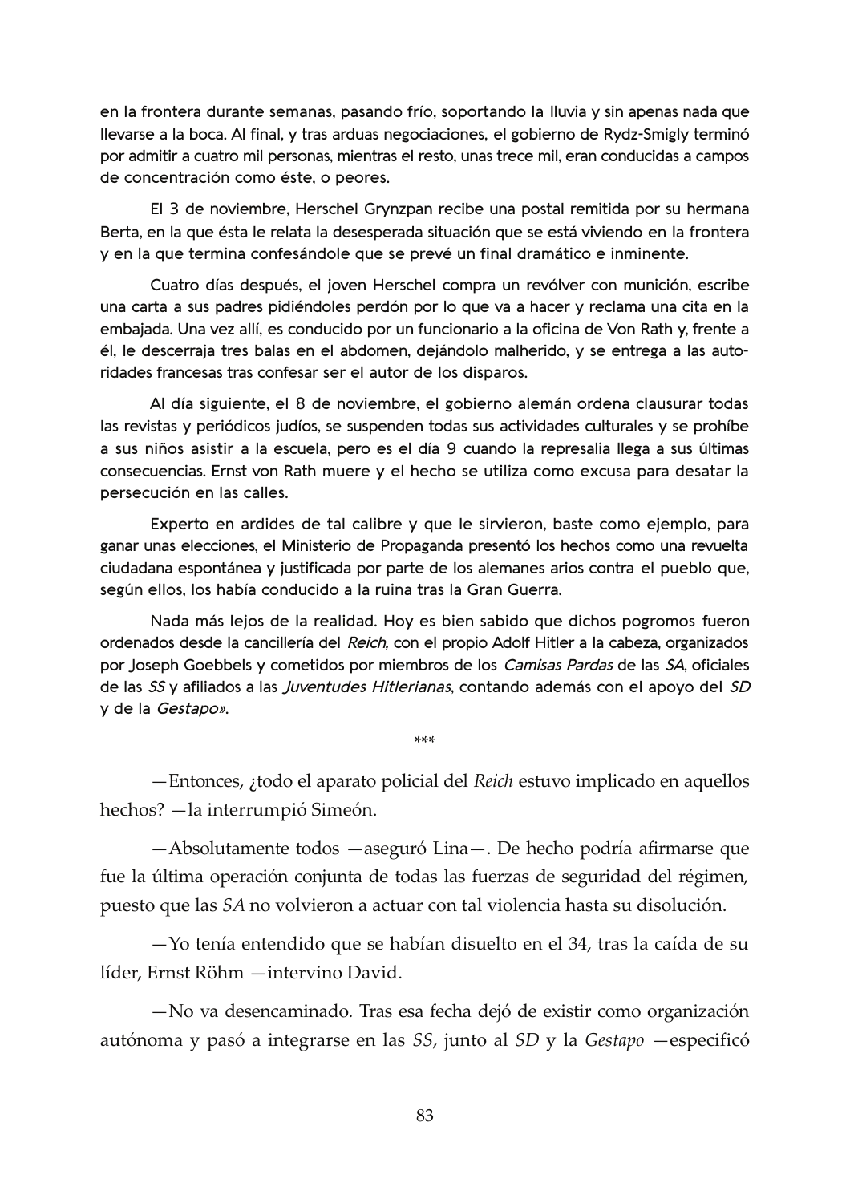en la frontera durante semanas, pasando frío, soportando la lluvia y sin apenas nada que llevarse a la boca. Al final, y tras arduas negociaciones, el gobierno de Rydz-Smigly terminó por admitir a cuatro mil personas, mientras el resto, unas trece mil, eran conducidas a campos de concentración como éste, o peores.

El 3 de noviembre, Herschel Grynzpan recibe una postal remitida por su hermana Berta, en la que ésta le relata la desesperada situación que se está viviendo en la frontera y en la que termina confesándole que se prevé un final dramático e inminente.

Cuatro días después, el joven Herschel compra un revólver con munición, escribe una carta a sus padres pidiéndoles perdón por lo que va a hacer y reclama una cita en la embajada. Una vez allí, es conducido por un funcionario a la oficina de Von Rath y, frente a él, le descerraja tres balas en el abdomen, dejándolo malherido, y se entrega a las autoridades francesas tras confesar ser el autor de los disparos.

Al día siguiente, el 8 de noviembre, el gobierno alemán ordena clausurar todas las revistas y periódicos judíos, se suspenden todas sus actividades culturales y se prohíbe a sus niños asistir a la escuela, pero es el día 9 cuando la represalia llega a sus últimas consecuencias. Ernst von Rath muere y el hecho se utiliza como excusa para desatar la persecución en las calles.

Experto en ardides de tal calibre y que le sirvieron, baste como ejemplo, para ganar unas elecciones, el Ministerio de Propaganda presentó los hechos como una revuelta ciudadana espontánea y justificada por parte de los alemanes arios contra el pueblo que, según ellos, los había conducido a la ruina tras la Gran Guerra.

Nada más lejos de la realidad. Hoy es bien sabido que dichos pogromos fueron ordenados desde la cancillería del *Reich,* con el propio Adolf Hitler a la cabeza, organizados por Joseph Goebbels y cometidos por miembros de los *Camisas Pardas* de las *SA*, oficiales de las *SS* y afiliados a las *Juventudes Hitlerianas*, contando además con el apoyo del *SD* y de la *Gestapo*».

\*\*\*

—Entonces, ¿todo el aparato policial del *Reich* estuvo implicado en aquellos hechos? —la interrumpió Simeón.

—Absolutamente todos —aseguró Lina—. De hecho podría afirmarse que fue la última operación conjunta de todas las fuerzas de seguridad del régimen, puesto que las *SA* no volvieron a actuar con tal violencia hasta su disolución.

—Yo tenía entendido que se habían disuelto en el 34, tras la caída de su líder, Ernst Röhm —intervino David.

—No va desencaminado. Tras esa fecha dejó de existir como organización autónoma y pasó a integrarse en las *SS*, junto al *SD* y la *Gestapo* —especificó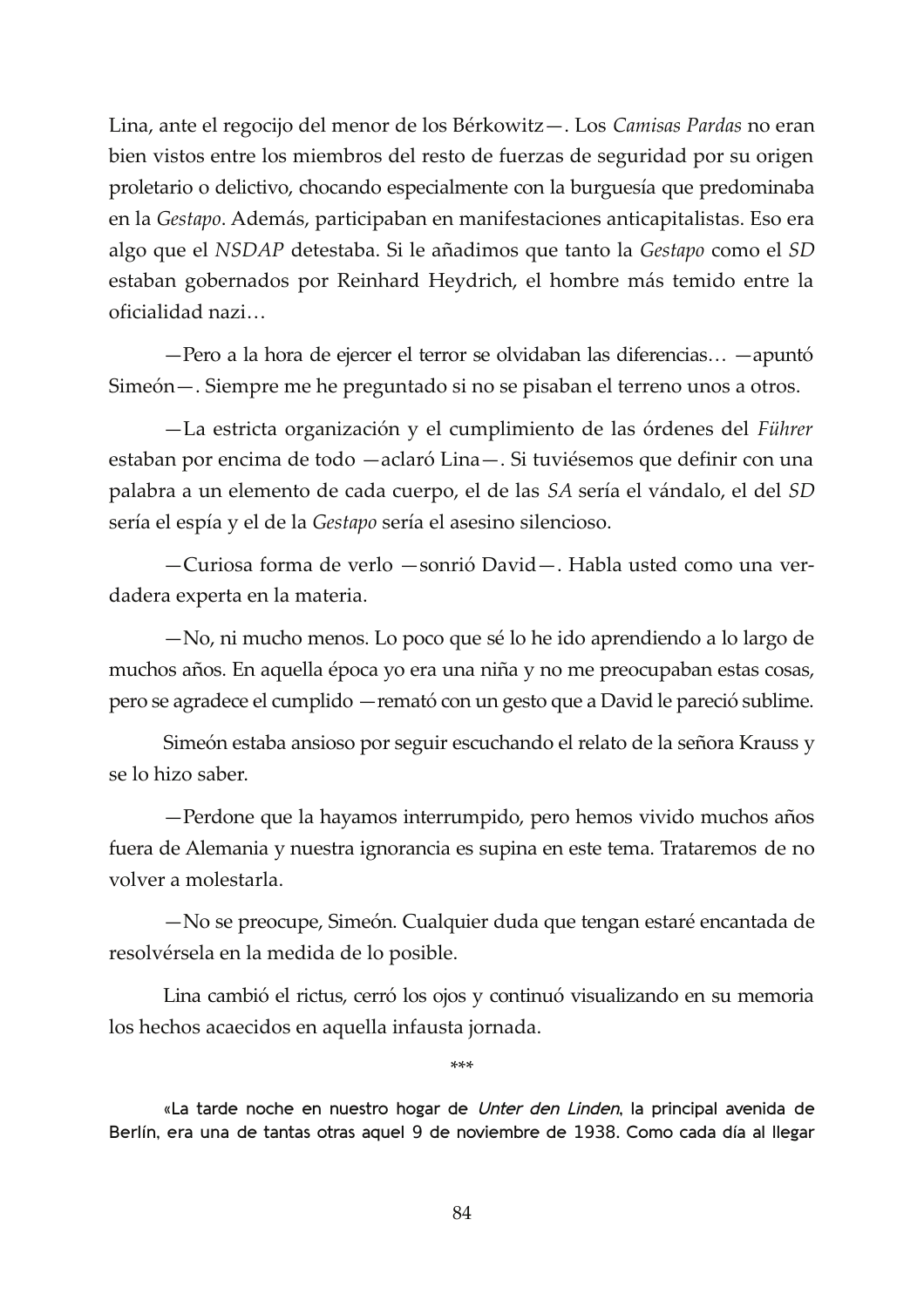Lina, ante el regocijo del menor de los Bérkowitz—. Los *Camisas Pardas* no eran bien vistos entre los miembros del resto de fuerzas de seguridad por su origen proletario o delictivo, chocando especialmente con la burguesía que predominaba en la *Gestapo*. Además, participaban en manifestaciones anticapitalistas. Eso era algo que el *NSDAP* detestaba. Si le añadimos que tanto la *Gestapo* como el *SD* estaban gobernados por Reinhard Heydrich, el hombre más temido entre la oficialidad nazi…

—Pero a la hora de ejercer el terror se olvidaban las diferencias… —apuntó Simeón—. Siempre me he preguntado si no se pisaban el terreno unos a otros.

—La estricta organización y el cumplimiento de las órdenes del *Führer* estaban por encima de todo —aclaró Lina—. Si tuviésemos que definir con una palabra a un elemento de cada cuerpo, el de las *SA* sería el vándalo, el del *SD* sería el espía y el de la *Gestapo* sería el asesino silencioso.

—Curiosa forma de verlo —sonrió David—. Habla usted como una verdadera experta en la materia.

—No, ni mucho menos. Lo poco que sé lo he ido aprendiendo a lo largo de muchos años. En aquella época yo era una niña y no me preocupaban estas cosas, pero se agradece el cumplido —remató con un gesto que a David le pareció sublime.

Simeón estaba ansioso por seguir escuchando el relato de la señora Krauss y se lo hizo saber.

—Perdone que la hayamos interrumpido, pero hemos vivido muchos años fuera de Alemania y nuestra ignorancia es supina en este tema. Trataremos de no volver a molestarla.

—No se preocupe, Simeón. Cualquier duda que tengan estaré encantada de resolvérsela en la medida de lo posible.

Lina cambió el rictus, cerró los ojos y continuó visualizando en su memoria los hechos acaecidos en aquella infausta jornada.

\*\*\*

«La tarde noche en nuestro hogar de *Unter den Linden*, la principal avenida de Berlín, era una de tantas otras aquel 9 de noviembre de 1938. Como cada día al llegar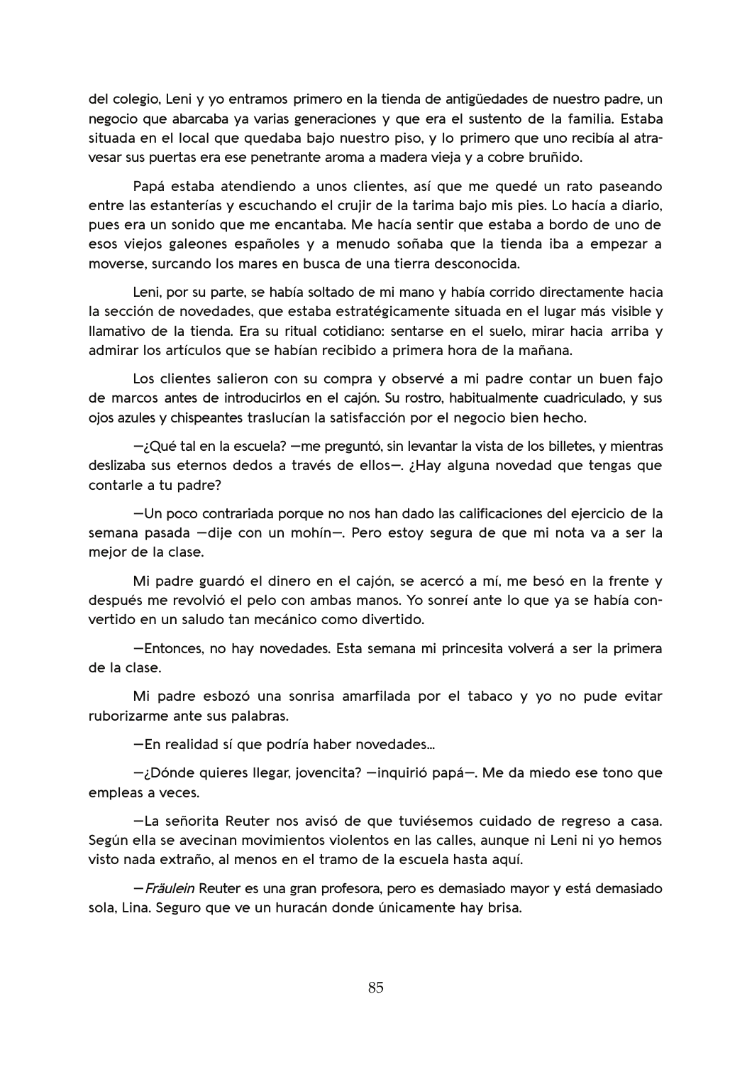del colegio, Leni y yo entramos primero en la tienda de antigüedades de nuestro padre, un negocio que abarcaba ya varias generaciones y que era el sustento de la familia. Estaba situada en el local que quedaba bajo nuestro piso, y lo primero que uno recibía al atravesar sus puertas era ese penetrante aroma a madera vieja y a cobre bruñido.

Papá estaba atendiendo a unos clientes, así que me quedé un rato paseando entre las estanterías y escuchando el crujir de la tarima bajo mis pies. Lo hacía a diario, pues era un sonido que me encantaba. Me hacía sentir que estaba a bordo de uno de esos viejos galeones españoles y a menudo soñaba que la tienda iba a empezar a moverse, surcando los mares en busca de una tierra desconocida.

Leni, por su parte, se había soltado de mi mano y había corrido directamente hacia la sección de novedades, que estaba estratégicamente situada en el lugar más visible y llamativo de la tienda. Era su ritual cotidiano: sentarse en el suelo, mirar hacia arriba y admirar los artículos que se habían recibido a primera hora de la mañana.

Los clientes salieron con su compra y observé a mi padre contar un buen fajo de marcos antes de introducirlos en el cajón. Su rostro, habitualmente cuadriculado, y sus ojos azules y chispeantes traslucían la satisfacción por el negocio bien hecho.

—¿Qué tal en la escuela? —me preguntó, sin levantar la vista de los billetes, y mientras deslizaba sus eternos dedos a través de ellos—. ¿Hay alguna novedad que tengas que contarle a tu padre?

—Un poco contrariada porque no nos han dado las calificaciones del ejercicio de la semana pasada —dije con un mohín—. Pero estoy segura de que mi nota va a ser la mejor de la clase.

Mi padre guardó el dinero en el cajón, se acercó a mí, me besó en la frente y después me revolvió el pelo con ambas manos. Yo sonreí ante lo que ya se había convertido en un saludo tan mecánico como divertido.

—Entonces, no hay novedades. Esta semana mi princesita volverá a ser la primera de la clase.

Mi padre esbozó una sonrisa amarfilada por el tabaco y yo no pude evitar ruborizarme ante sus palabras.

—En realidad sí que podría haber novedades...

—¿Dónde quieres llegar, jovencita? —inquirió papá—. Me da miedo ese tono que empleas a veces.

—La señorita Reuter nos avisó de que tuviésemos cuidado de regreso a casa. Según ella se avecinan movimientos violentos en las calles, aunque ni Leni ni yo hemos visto nada extraño, al menos en el tramo de la escuela hasta aquí.

—*Fräulein* Reuter es una gran profesora, pero es demasiado mayor y está demasiado sola, Lina. Seguro que ve un huracán donde únicamente hay brisa.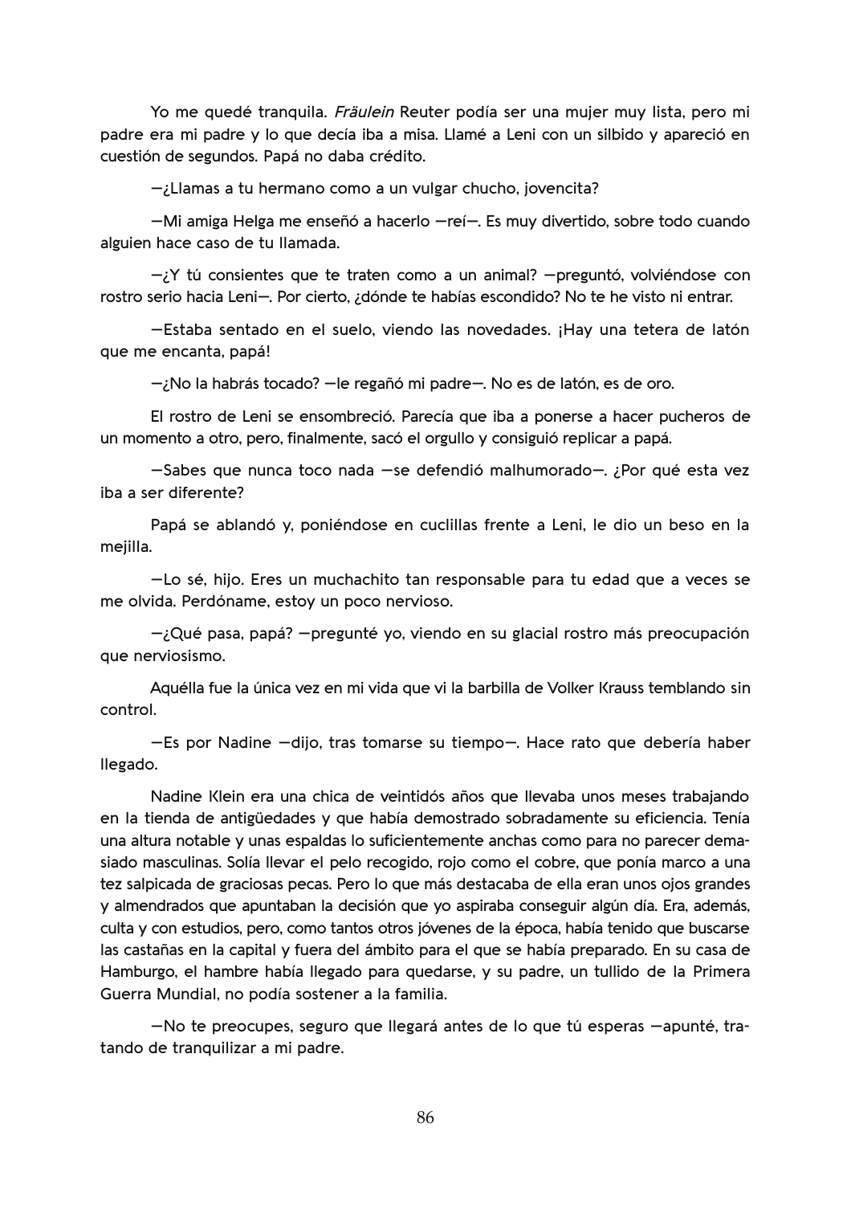Yo me quedé tranquila. *Fräulein* Reuter podía ser una mujer muy lista, pero mi padre era mi padre y lo que decía iba a misa. Llamé a Leni con un silbido y apareció en cuestión de segundos. Papá no daba crédito.

—¿Llamas a tu hermano como a un vulgar chucho, jovencita?

—Mi amiga Helga me enseñó a hacerlo —reí—. Es muy divertido, sobre todo cuando alguien hace caso de tu llamada.

—¿Y tú consientes que te traten como a un animal? —preguntó, volviéndose con rostro serio hacia Leni—. Por cierto, ¿dónde te habías escondido? No te he visto ni entrar.

—Estaba sentado en el suelo, viendo las novedades. ¡Hay una tetera de latón que me encanta, papá!

—¿No la habrás tocado? —le regañó mi padre—. No es de latón, es de oro.

El rostro de Leni se ensombreció. Parecía que iba a ponerse a hacer pucheros de un momento a otro, pero, finalmente, sacó el orgullo y consiguió replicar a papá.

—Sabes que nunca toco nada —se defendió malhumorado—. ¿Por qué esta vez iba a ser diferente?

Papá se ablandó y, poniéndose en cuclillas frente a Leni, le dio un beso en la mejilla.

—Lo sé, hijo. Eres un muchachito tan responsable para tu edad que a veces se me olvida. Perdóname, estoy un poco nervioso.

—¿Qué pasa, papá? —pregunté yo, viendo en su glacial rostro más preocupación que nerviosismo.

Aquélla fue la única vez en mi vida que vi la barbilla de Volker Krauss temblando sin control.

—Es por Nadine —dijo, tras tomarse su tiempo—. Hace rato que debería haber llegado.

Nadine Klein era una chica de veintidós años que llevaba unos meses trabajando en la tienda de antigüedades y que había demostrado sobradamente su eficiencia. Tenía una altura notable y unas espaldas lo suficientemente anchas como para no parecer demasiado masculinas. Solía llevar el pelo recogido, rojo como el cobre, que ponía marco a una tez salpicada de graciosas pecas. Pero lo que más destacaba de ella eran unos ojos grandes y almendrados que apuntaban la decisión que yo aspiraba conseguir algún día. Era, además, culta y con estudios, pero, como tantos otros jóvenes de la época, había tenido que buscarse las castañas en la capital y fuera del ámbito para el que se había preparado. En su casa de Hamburgo, el hambre había llegado para quedarse, y su padre, un tullido de la Primera Guerra Mundial, no podía sostener a la familia.

—No te preocupes, seguro que llegará antes de lo que tú esperas —apunté, tratando de tranquilizar a mi padre.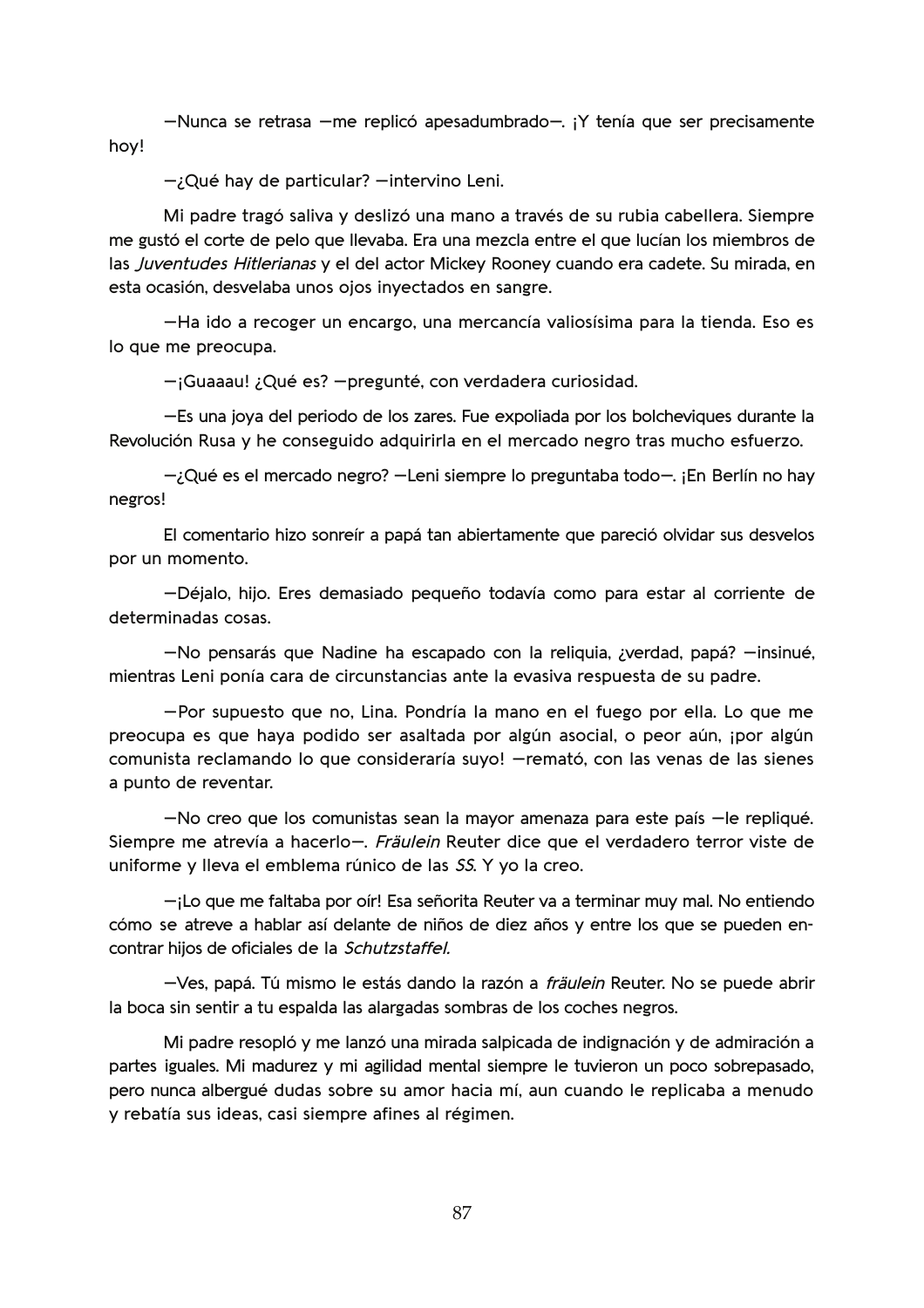—Nunca se retrasa —me replicó apesadumbrado—. ¡Y tenía que ser precisamente hoy!

—¿Qué hay de particular? —intervino Leni.

Mi padre tragó saliva y deslizó una mano a través de su rubia cabellera. Siempre me gustó el corte de pelo que llevaba. Era una mezcla entre el que lucían los miembros de las *Juventudes Hitlerianas* y el del actor Mickey Rooney cuando era cadete. Su mirada, en esta ocasión, desvelaba unos ojos inyectados en sangre.

—Ha ido a recoger un encargo, una mercancía valiosísima para la tienda. Eso es lo que me preocupa.

—¡Guaaau! ¿Qué es? —pregunté, con verdadera curiosidad.

—Es una joya del periodo de los zares. Fue expoliada por los bolcheviques durante la Revolución Rusa y he conseguido adquirirla en el mercado negro tras mucho esfuerzo.

—¿Qué es el mercado negro? —Leni siempre lo preguntaba todo—. ¡En Berlín no hay negros!

El comentario hizo sonreír a papá tan abiertamente que pareció olvidar sus desvelos por un momento.

—Déjalo, hijo. Eres demasiado pequeño todavía como para estar al corriente de determinadas cosas.

—No pensarás que Nadine ha escapado con la reliquia, ¿verdad, papá? —insinué, mientras Leni ponía cara de circunstancias ante la evasiva respuesta de su padre.

—Por supuesto que no, Lina. Pondría la mano en el fuego por ella. Lo que me preocupa es que haya podido ser asaltada por algún asocial, o peor aún, ¡por algún comunista reclamando lo que consideraría suyo! —remató, con las venas de las sienes a punto de reventar.

—No creo que los comunistas sean la mayor amenaza para este país —le repliqué. Siempre me atrevía a hacerlo—. *Fräulein* Reuter dice que el verdadero terror viste de uniforme y lleva el emblema rúnico de las *SS*. Y yo la creo.

—¡Lo que me faltaba por oír! Esa señorita Reuter va a terminar muy mal. No entiendo cómo se atreve a hablar así delante de niños de diez años y entre los que se pueden encontrar hijos de oficiales de la *Schutzstaffel*.

—Ves, papá. Tú mismo le estás dando la razón a *fräulein* Reuter. No se puede abrir la boca sin sentir a tu espalda las alargadas sombras de los coches negros.

Mi padre resopló y me lanzó una mirada salpicada de indignación y de admiración a partes iguales. Mi madurez y mi agilidad mental siempre le tuvieron un poco sobrepasado, pero nunca albergué dudas sobre su amor hacia mí, aun cuando le replicaba a menudo y rebatía sus ideas, casi siempre afines al régimen.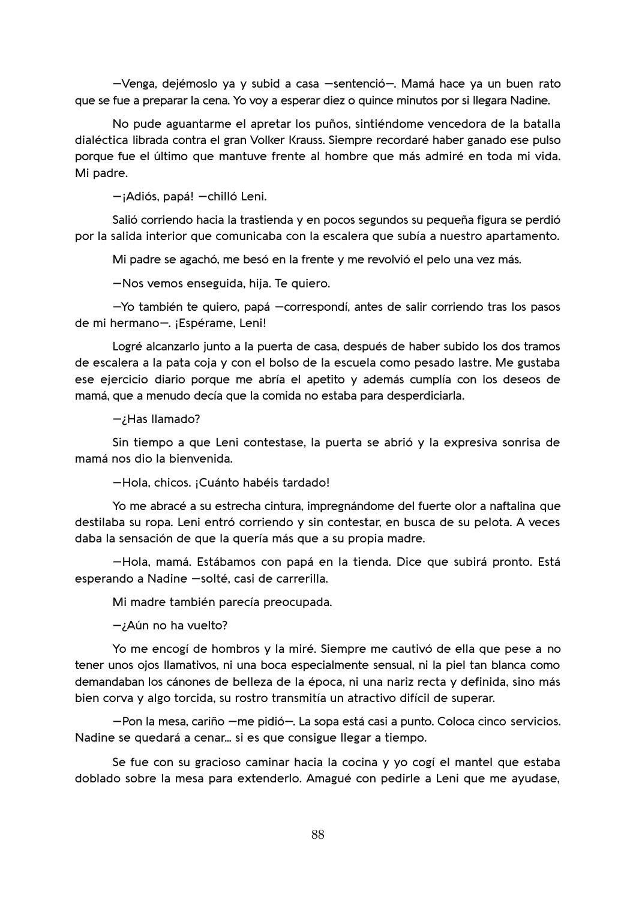—Venga, dejémoslo ya y subid a casa —sentenció—. Mamá hace ya un buen rato que se fue a preparar la cena. Yo voy a esperar diez o quince minutos por si llegara Nadine.

No pude aguantarme el apretar los puños, sintiéndome vencedora de la batalla dialéctica librada contra el gran Volker Krauss. Siempre recordaré haber ganado ese pulso porque fue el último que mantuve frente al hombre que más admiré en toda mi vida. Mi padre.

—¡Adiós, papá! —chilló Leni.

Salió corriendo hacia la trastienda y en pocos segundos su pequeña figura se perdió por la salida interior que comunicaba con la escalera que subía a nuestro apartamento.

Mi padre se agachó, me besó en la frente y me revolvió el pelo una vez más.

—Nos vemos enseguida, hija. Te quiero.

—Yo también te quiero, papá —correspondí, antes de salir corriendo tras los pasos de mi hermano—. ¡Espérame, Leni!

Logré alcanzarlo junto a la puerta de casa, después de haber subido los dos tramos de escalera a la pata coja y con el bolso de la escuela como pesado lastre. Me gustaba ese ejercicio diario porque me abría el apetito y además cumplía con los deseos de mamá, que a menudo decía que la comida no estaba para desperdiciarla.

—¿Has llamado?

Sin tiempo a que Leni contestase, la puerta se abrió y la expresiva sonrisa de mamá nos dio la bienvenida.

—Hola, chicos. ¡Cuánto habéis tardado!

Yo me abracé a su estrecha cintura, impregnándome del fuerte olor a naftalina que destilaba su ropa. Leni entró corriendo y sin contestar, en busca de su pelota. A veces daba la sensación de que la quería más que a su propia madre.

—Hola, mamá. Estábamos con papá en la tienda. Dice que subirá pronto. Está esperando a Nadine —solté, casi de carrerilla.

Mi madre también parecía preocupada.

—¿Aún no ha vuelto?

Yo me encogí de hombros y la miré. Siempre me cautivó de ella que pese a no tener unos ojos llamativos, ni una boca especialmente sensual, ni la piel tan blanca como demandaban los cánones de belleza de la época, ni una nariz recta y definida, sino más bien corva y algo torcida, su rostro transmitía un atractivo difícil de superar.

—Pon la mesa, cariño —me pidió—. La sopa está casi a punto. Coloca cinco servicios. Nadine se quedará a cenar… si es que consigue llegar a tiempo.

Se fue con su gracioso caminar hacia la cocina y yo cogí el mantel que estaba doblado sobre la mesa para extenderlo. Amagué con pedirle a Leni que me ayudase,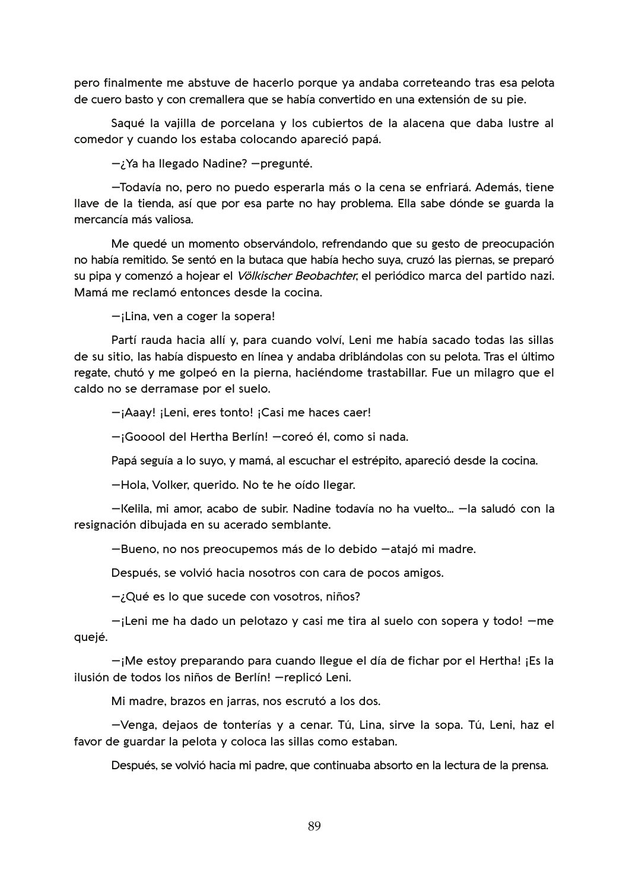pero finalmente me abstuve de hacerlo porque ya andaba correteando tras esa pelota de cuero basto y con cremallera que se había convertido en una extensión de su pie.

Saqué la vajilla de porcelana y los cubiertos de la alacena que daba lustre al comedor y cuando los estaba colocando apareció papá.

—¿Ya ha llegado Nadine? —pregunté.

—Todavía no, pero no puedo esperarla más o la cena se enfriará. Además, tiene llave de la tienda, así que por esa parte no hay problema. Ella sabe dónde se guarda la mercancía más valiosa.

Me quedé un momento observándolo, refrendando que su gesto de preocupación no había remitido. Se sentó en la butaca que había hecho suya, cruzó las piernas, se preparó su pipa y comenzó a hojear el *Völkischer Beobachter*, el periódico marca del partido nazi. Mamá me reclamó entonces desde la cocina.

—¡Lina, ven a coger la sopera!

Partí rauda hacia allí y, para cuando volví, Leni me había sacado todas las sillas de su sitio, las había dispuesto en línea y andaba driblándolas con su pelota. Tras el último regate, chutó y me golpeó en la pierna, haciéndome trastabillar. Fue un milagro que el caldo no se derramase por el suelo.

—¡Aaay! ¡Leni, eres tonto! ¡Casi me haces caer!

—¡Gooool del Hertha Berlín! —coreó él, como si nada.

Papá seguía a lo suyo, y mamá, al escuchar el estrépito, apareció desde la cocina.

—Hola, Volker, querido. No te he oído llegar.

—Kelila, mi amor, acabo de subir. Nadine todavía no ha vuelto… —la saludó con la resignación dibujada en su acerado semblante.

—Bueno, no nos preocupemos más de lo debido —atajó mi madre.

Después, se volvió hacia nosotros con cara de pocos amigos.

—¿Qué es lo que sucede con vosotros, niños?

—¡Leni me ha dado un pelotazo y casi me tira al suelo con sopera y todo! —me quejé.

—¡Me estoy preparando para cuando llegue el día de fichar por el Hertha! ¡Es la ilusión de todos los niños de Berlín! —replicó Leni.

Mi madre, brazos en jarras, nos escrutó a los dos.

—Venga, dejaos de tonterías y a cenar. Tú, Lina, sirve la sopa. Tú, Leni, haz el favor de guardar la pelota y coloca las sillas como estaban.

Después, se volvió hacia mi padre, que continuaba absorto en la lectura de la prensa.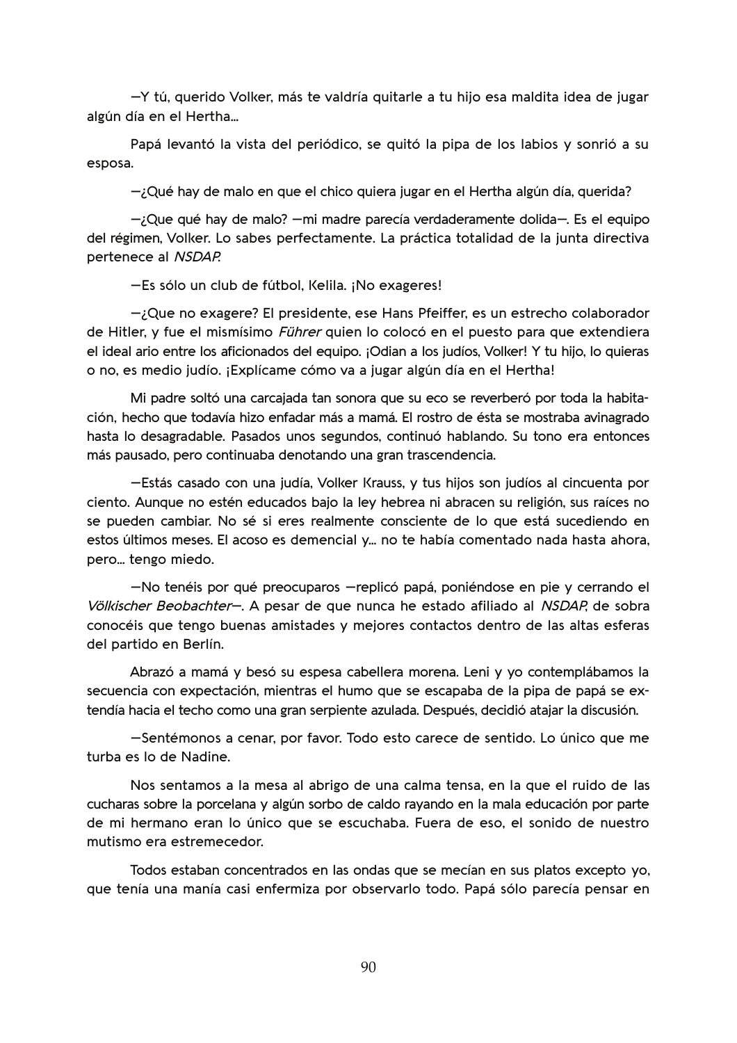—Y tú, querido Volker, más te valdría quitarle a tu hijo esa maldita idea de jugar algún día en el Hertha...

Papá levantó la vista del periódico, se quitó la pipa de los labios y sonrió a su esposa.

—¿Qué hay de malo en que el chico quiera jugar en el Hertha algún día, querida?

—¿Que qué hay de malo? —mi madre parecía verdaderamente dolida—. Es el equipo del régimen, Volker. Lo sabes perfectamente. La práctica totalidad de la junta directiva pertenece al *NSDAP*.

—Es sólo un club de fútbol, Kelila. ¡No exageres!

—¿Que no exagere? El presidente, ese Hans Pfeiffer, es un estrecho colaborador de Hitler, y fue el mismísimo *Führer* quien lo colocó en el puesto para que extendiera el ideal ario entre los aficionados del equipo. ¡Odian a los judíos, Volker! Y tu hijo, lo quieras o no, es medio judío. ¡Explícame cómo va a jugar algún día en el Hertha!

Mi padre soltó una carcajada tan sonora que su eco se reverberó por toda la habitación, hecho que todavía hizo enfadar más a mamá. El rostro de ésta se mostraba avinagrado hasta lo desagradable. Pasados unos segundos, continuó hablando. Su tono era entonces más pausado, pero continuaba denotando una gran trascendencia.

—Estás casado con una judía, Volker Krauss, y tus hijos son judíos al cincuenta por ciento. Aunque no estén educados bajo la ley hebrea ni abracen su religión, sus raíces no se pueden cambiar. No sé si eres realmente consciente de lo que está sucediendo en estos últimos meses. El acoso es demencial y... no te había comentado nada hasta ahora, pero... tengo miedo.

—No tenéis por qué preocuparos —replicó papá, poniéndose en pie y cerrando el *Völkischer Beobachter*—. A pesar de que nunca he estado afiliado al *NSDAP*, de sobra conocéis que tengo buenas amistades y mejores contactos dentro de las altas esferas del partido en Berlín.

Abrazó a mamá y besó su espesa cabellera morena. Leni y yo contemplábamos la secuencia con expectación, mientras el humo que se escapaba de la pipa de papá se extendía hacia el techo como una gran serpiente azulada. Después, decidió atajar la discusión.

—Sentémonos a cenar, por favor. Todo esto carece de sentido. Lo único que me turba es lo de Nadine.

Nos sentamos a la mesa al abrigo de una calma tensa, en la que el ruido de las cucharas sobre la porcelana y algún sorbo de caldo rayando en la mala educación por parte de mi hermano eran lo único que se escuchaba. Fuera de eso, el sonido de nuestro mutismo era estremecedor.

Todos estaban concentrados en las ondas que se mecían en sus platos excepto yo, que tenía una manía casi enfermiza por observarlo todo. Papá sólo parecía pensar en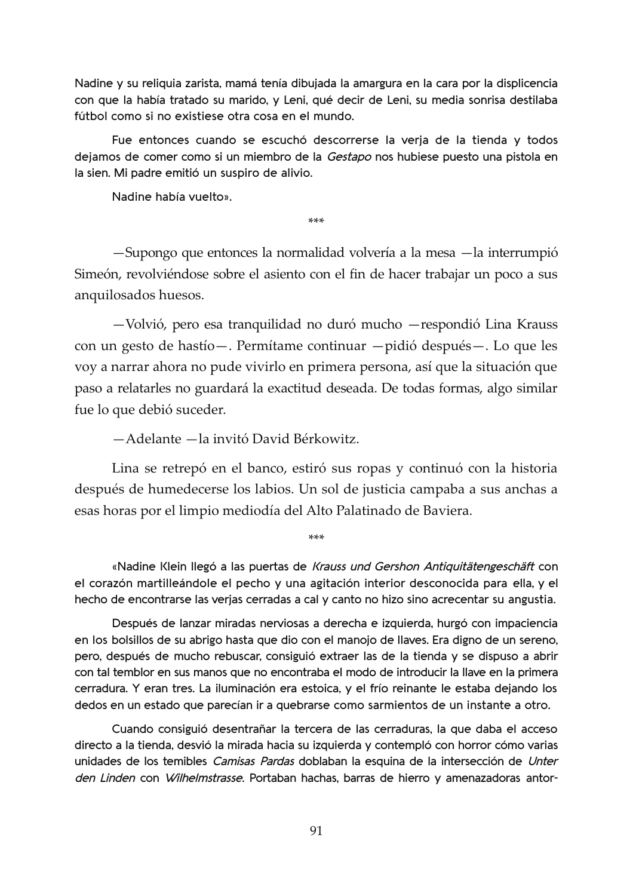Nadine y su reliquia zarista, mamá tenía dibujada la amargura en la cara por la displicencia con que la había tratado su marido, y Leni, qué decir de Leni, su media sonrisa destilaba fútbol como si no existiese otra cosa en el mundo.

Fue entonces cuando se escuchó descorrerse la verja de la tienda y todos dejamos de comer como si un miembro de la *Gestapo* nos hubiese puesto una pistola en la sien. Mi padre emitió un suspiro de alivio.

Nadine había vuelto».

\*\*\*

—Supongo que entonces la normalidad volvería a la mesa —la interrumpió Simeón, revolviéndose sobre el asiento con el fin de hacer trabajar un poco a sus anquilosados huesos.

—Volvió, pero esa tranquilidad no duró mucho —respondió Lina Krauss con un gesto de hastío—. Permítame continuar —pidió después—. Lo que les voy a narrar ahora no pude vivirlo en primera persona, así que la situación que paso a relatarles no guardará la exactitud deseada. De todas formas, algo similar fue lo que debió suceder.

—Adelante —la invitó David Bérkowitz.

Lina se retrepó en el banco, estiró sus ropas y continuó con la historia después de humedecerse los labios. Un sol de justicia campaba a sus anchas a esas horas por el limpio mediodía del Alto Palatinado de Baviera.

\*\*\*

«Nadine Klein llegó a las puertas de *Krauss und Gershon Antiquitätengeschäft* con el corazón martilleándole el pecho y una agitación interior desconocida para ella, y el hecho de encontrarse las verjas cerradas a cal y canto no hizo sino acrecentar su angustia.

Después de lanzar miradas nerviosas a derecha e izquierda, hurgó con impaciencia en los bolsillos de su abrigo hasta que dio con el manojo de llaves. Era digno de un sereno, pero, después de mucho rebuscar, consiguió extraer las de la tienda y se dispuso a abrir con tal temblor en sus manos que no encontraba el modo de introducir la llave en la primera cerradura. Y eran tres. La iluminación era estoica, y el frío reinante le estaba dejando los dedos en un estado que parecían ir a quebrarse como sarmientos de un instante a otro.

Cuando consiguió desentrañar la tercera de las cerraduras, la que daba el acceso directo a la tienda, desvió la mirada hacia su izquierda y contempló con horror cómo varias unidades de los temibles *Camisas Pardas* doblaban la esquina de la intersección de *Unter den Linden* con *Wilhelmstrasse*. Portaban hachas, barras de hierro y amenazadoras antor-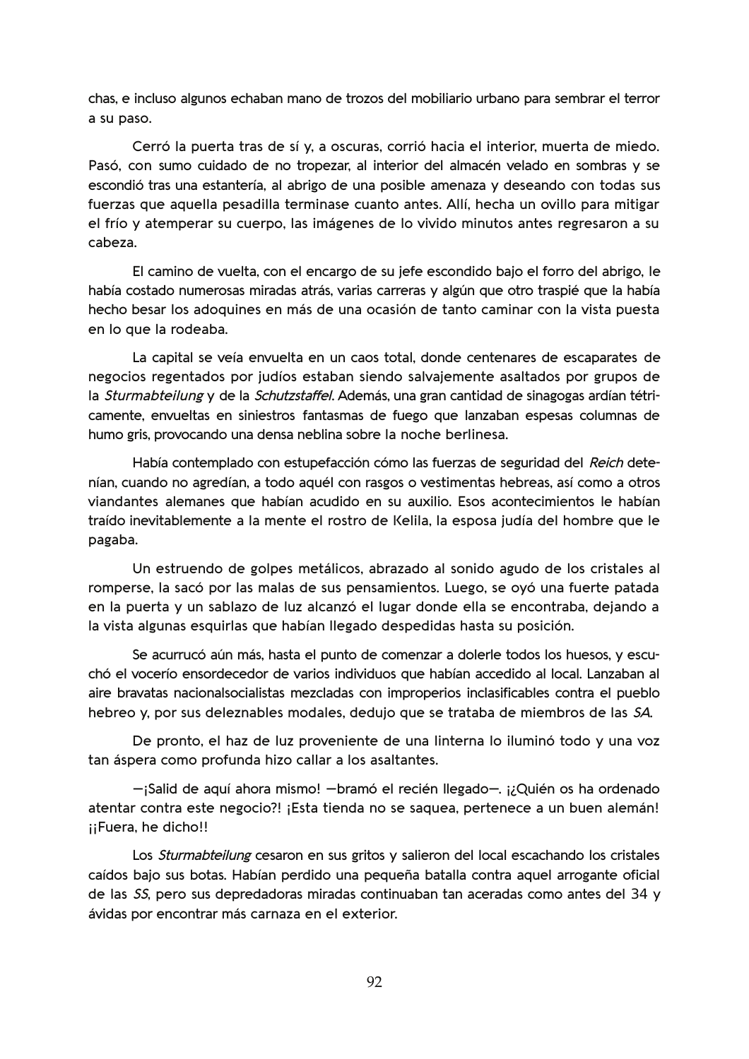chas, e incluso algunos echaban mano de trozos del mobiliario urbano para sembrar el terror a su paso.

Cerró la puerta tras de sí y, a oscuras, corrió hacia el interior, muerta de miedo. Pasó, con sumo cuidado de no tropezar, al interior del almacén velado en sombras y se escondió tras una estantería, al abrigo de una posible amenaza y deseando con todas sus fuerzas que aquella pesadilla terminase cuanto antes. Allí, hecha un ovillo para mitigar el frío y atemperar su cuerpo, las imágenes de lo vivido minutos antes regresaron a su cabeza.

El camino de vuelta, con el encargo de su jefe escondido bajo el forro del abrigo, le había costado numerosas miradas atrás, varias carreras y algún que otro traspié que la había hecho besar los adoquines en más de una ocasión de tanto caminar con la vista puesta en lo que la rodeaba.

La capital se veía envuelta en un caos total, donde centenares de escaparates de negocios regentados por judíos estaban siendo salvajemente asaltados por grupos de la *Sturmabteilung* y de la *Schutzstaffel*. Además, una gran cantidad de sinagogas ardían tétricamente, envueltas en siniestros fantasmas de fuego que lanzaban espesas columnas de humo gris, provocando una densa neblina sobre la noche berlinesa.

Había contemplado con estupefacción cómo las fuerzas de seguridad del *Reich* detenían, cuando no agredían, a todo aquél con rasgos o vestimentas hebreas, así como a otros viandantes alemanes que habían acudido en su auxilio. Esos acontecimientos le habían traído inevitablemente a la mente el rostro de Kelila, la esposa judía del hombre que le pagaba.

Un estruendo de golpes metálicos, abrazado al sonido agudo de los cristales al romperse, la sacó por las malas de sus pensamientos. Luego, se oyó una fuerte patada en la puerta y un sablazo de luz alcanzó el lugar donde ella se encontraba, dejando a la vista algunas esquirlas que habían llegado despedidas hasta su posición.

Se acurrucó aún más, hasta el punto de comenzar a dolerle todos los huesos, y escuchó el vocerío ensordecedor de varios individuos que habían accedido al local. Lanzaban al aire bravatas nacionalsocialistas mezcladas con improperios inclasificables contra el pueblo hebreo y, por sus deleznables modales, dedujo que se trataba de miembros de las *SA*.

De pronto, el haz de luz proveniente de una linterna lo iluminó todo y una voz tan áspera como profunda hizo callar a los asaltantes.

—¡Salid de aquí ahora mismo! —bramó el recién llegado—. ¡¿Quién os ha ordenado atentar contra este negocio?! ¡Esta tienda no se saquea, pertenece a un buen alemán! ¡¡Fuera, he dicho!!

Los *Sturmabteilung* cesaron en sus gritos y salieron del local escachando los cristales caídos bajo sus botas. Habían perdido una pequeña batalla contra aquel arrogante oficial de las *SS*, pero sus depredadoras miradas continuaban tan aceradas como antes del 34 y ávidas por encontrar más carnaza en el exterior.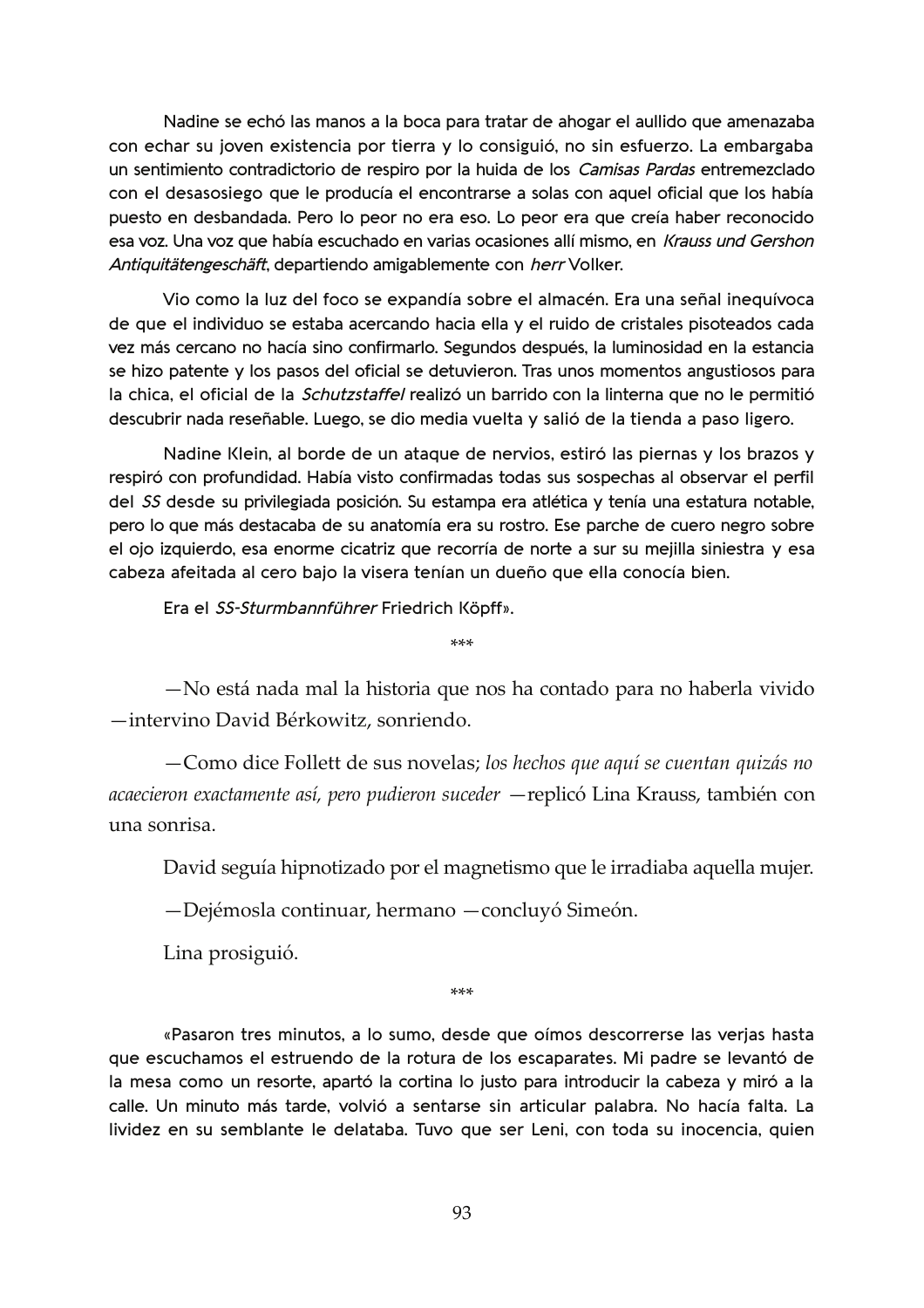Nadine se echó las manos a la boca para tratar de ahogar el aullido que amenazaba con echar su joven existencia por tierra y lo consiguió, no sin esfuerzo. La embargaba un sentimiento contradictorio de respiro por la huida de los *Camisas Pardas* entremezclado con el desasosiego que le producía el encontrarse a solas con aquel oficial que los había puesto en desbandada. Pero lo peor no era eso. Lo peor era que creía haber reconocido esa voz. Una voz que había escuchado en varias ocasiones allí mismo, en *Krauss und Gershon Antiquitätengeschäft*, departiendo amigablemente con *herr* Volker.

Vio como la luz del foco se expandía sobre el almacén. Era una señal inequívoca de que el individuo se estaba acercando hacia ella y el ruido de cristales pisoteados cada vez más cercano no hacía sino confirmarlo. Segundos después, la luminosidad en la estancia se hizo patente y los pasos del oficial se detuvieron. Tras unos momentos angustiosos para la chica, el oficial de la *Schutzstaffel* realizó un barrido con la linterna que no le permitió descubrir nada reseñable. Luego, se dio media vuelta y salió de la tienda a paso ligero.

Nadine Klein, al borde de un ataque de nervios, estiró las piernas y los brazos y respiró con profundidad. Había visto confirmadas todas sus sospechas al observar el perfil del *SS* desde su privilegiada posición. Su estampa era atlética y tenía una estatura notable, pero lo que más destacaba de su anatomía era su rostro. Ese parche de cuero negro sobre el ojo izquierdo, esa enorme cicatriz que recorría de norte a sur su mejilla siniestra y esa cabeza afeitada al cero bajo la visera tenían un dueño que ella conocía bien.

Era el *SS-Sturmbannführer* Friedrich Köpff».

\*\*\*

—No está nada mal la historia que nos ha contado para no haberla vivido —intervino David Bérkowitz, sonriendo.

—Como dice Follett de sus novelas; *los hechos que aquí se cuentan quizás no acaecieron exactamente así, pero pudieron suceder* —replicó Lina Krauss, también con una sonrisa.

David seguía hipnotizado por el magnetismo que le irradiaba aquella mujer.

—Dejémosla continuar, hermano —concluyó Simeón.

Lina prosiguió.

\*\*\*

«Pasaron tres minutos, a lo sumo, desde que oímos descorrerse las verjas hasta que escuchamos el estruendo de la rotura de los escaparates. Mi padre se levantó de la mesa como un resorte, apartó la cortina lo justo para introducir la cabeza y miró a la calle. Un minuto más tarde, volvió a sentarse sin articular palabra. No hacía falta. La lividez en su semblante le delataba. Tuvo que ser Leni, con toda su inocencia, quien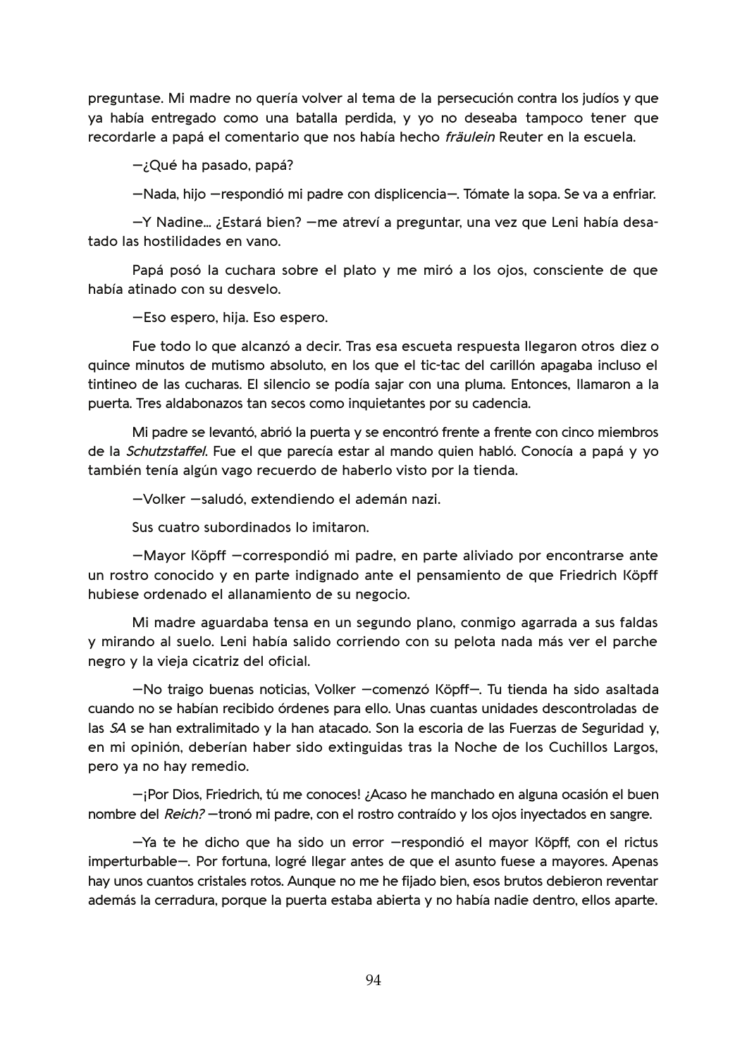preguntase. Mi madre no quería volver al tema de la persecución contra los judíos y que ya había entregado como una batalla perdida, y yo no deseaba tampoco tener que recordarle a papá el comentario que nos había hecho *fräulein* Reuter en la escuela.

—¿Qué ha pasado, papá?

—Nada, hijo —respondió mi padre con displicencia—. Tómate la sopa. Se va a enfriar.

—Y Nadine… ¿Estará bien? —me atreví a preguntar, una vez que Leni había desatado las hostilidades en vano.

Papá posó la cuchara sobre el plato y me miró a los ojos, consciente de que había atinado con su desvelo.

—Eso espero, hija. Eso espero.

Fue todo lo que alcanzó a decir. Tras esa escueta respuesta llegaron otros diez o quince minutos de mutismo absoluto, en los que el tic-tac del carillón apagaba incluso el tintineo de las cucharas. El silencio se podía sajar con una pluma. Entonces, llamaron a la puerta. Tres aldabonazos tan secos como inquietantes por su cadencia.

Mi padre se levantó, abrió la puerta y se encontró frente a frente con cinco miembros de la *Schutzstaffel*. Fue el que parecía estar al mando quien habló. Conocía a papá y yo también tenía algún vago recuerdo de haberlo visto por la tienda.

—Volker —saludó, extendiendo el ademán nazi.

Sus cuatro subordinados lo imitaron.

—Mayor Köpff —correspondió mi padre, en parte aliviado por encontrarse ante un rostro conocido y en parte indignado ante el pensamiento de que Friedrich Köpff hubiese ordenado el allanamiento de su negocio.

Mi madre aguardaba tensa en un segundo plano, conmigo agarrada a sus faldas y mirando al suelo. Leni había salido corriendo con su pelota nada más ver el parche negro y la vieja cicatriz del oficial.

—No traigo buenas noticias, Volker —comenzó Köpff—. Tu tienda ha sido asaltada cuando no se habían recibido órdenes para ello. Unas cuantas unidades descontroladas de las *SA* se han extralimitado y la han atacado. Son la escoria de las Fuerzas de Seguridad y, en mi opinión, deberían haber sido extinguidas tras la Noche de los Cuchillos Largos, pero ya no hay remedio.

—¡Por Dios, Friedrich, tú me conoces! ¿Acaso he manchado en alguna ocasión el buen nombre del *Reich?* —tronó mi padre, con el rostro contraído y los ojos inyectados en sangre.

—Ya te he dicho que ha sido un error —respondió el mayor Köpff, con el rictus imperturbable—. Por fortuna, logré llegar antes de que el asunto fuese a mayores. Apenas hay unos cuantos cristales rotos. Aunque no me he fijado bien, esos brutos debieron reventar además la cerradura, porque la puerta estaba abierta y no había nadie dentro, ellos aparte.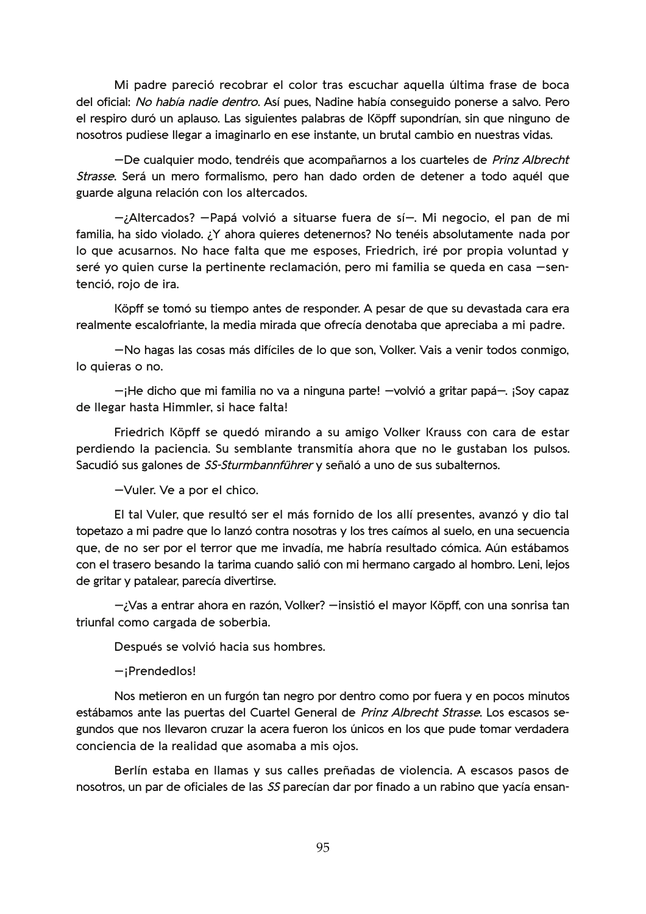Mi padre pareció recobrar el color tras escuchar aquella última frase de boca del oficial: *No había nadie dentro*. Así pues, Nadine había conseguido ponerse a salvo. Pero el respiro duró un aplauso. Las siguientes palabras de Köpff supondrían, sin que ninguno de nosotros pudiese llegar a imaginarlo en ese instante, un brutal cambio en nuestras vidas.

—De cualquier modo, tendréis que acompañarnos a los cuarteles de *Prinz Albrecht Strasse*. Será un mero formalismo, pero han dado orden de detener a todo aquél que guarde alguna relación con los altercados.

—¿Altercados? —Papá volvió a situarse fuera de sí—. Mi negocio, el pan de mi familia, ha sido violado. ¿Y ahora quieres detenernos? No tenéis absolutamente nada por lo que acusarnos. No hace falta que me esposes, Friedrich, iré por propia voluntad y seré yo quien curse la pertinente reclamación, pero mi familia se queda en casa —sentenció, rojo de ira.

Köpff se tomó su tiempo antes de responder. A pesar de que su devastada cara era realmente escalofriante, la media mirada que ofrecía denotaba que apreciaba a mi padre.

—No hagas las cosas más difíciles de lo que son, Volker. Vais a venir todos conmigo, lo quieras o no.

—¡He dicho que mi familia no va a ninguna parte! —volvió a gritar papá—. ¡Soy capaz de llegar hasta Himmler, si hace falta!

Friedrich Köpff se quedó mirando a su amigo Volker Krauss con cara de estar perdiendo la paciencia. Su semblante transmitía ahora que no le gustaban los pulsos. Sacudió sus galones de *SS-Sturmbannführer* y señaló a uno de sus subalternos.

—Vuler. Ve a por el chico.

El tal Vuler, que resultó ser el más fornido de los allí presentes, avanzó y dio tal topetazo a mi padre que lo lanzó contra nosotras y los tres caímos al suelo, en una secuencia que, de no ser por el terror que me invadía, me habría resultado cómica. Aún estábamos con el trasero besando la tarima cuando salió con mi hermano cargado al hombro. Leni, lejos de gritar y patalear, parecía divertirse.

—¿Vas a entrar ahora en razón, Volker? —insistió el mayor Köpff, con una sonrisa tan triunfal como cargada de soberbia.

Después se volvió hacia sus hombres.

—¡Prendedlos!

Nos metieron en un furgón tan negro por dentro como por fuera y en pocos minutos estábamos ante las puertas del Cuartel General de *Prinz Albrecht Strasse*. Los escasos segundos que nos llevaron cruzar la acera fueron los únicos en los que pude tomar verdadera conciencia de la realidad que asomaba a mis ojos.

Berlín estaba en llamas y sus calles preñadas de violencia. A escasos pasos de nosotros, un par de oficiales de las *SS* parecían dar por finado a un rabino que yacía ensan-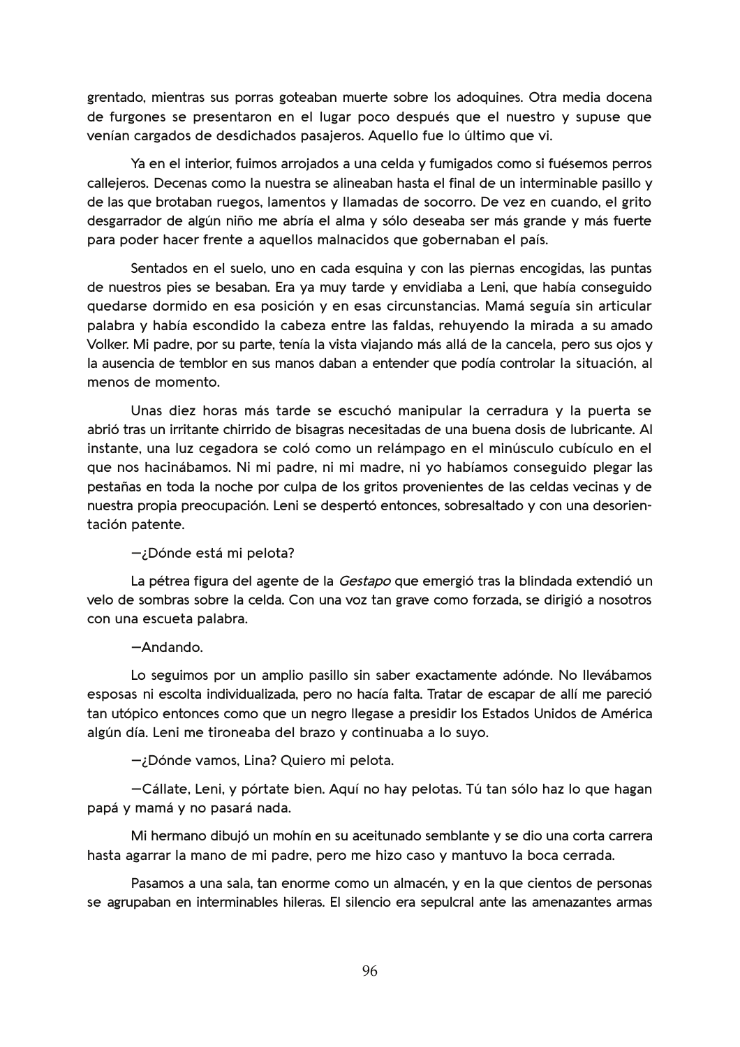grentado, mientras sus porras goteaban muerte sobre los adoquines. Otra media docena de furgones se presentaron en el lugar poco después que el nuestro y supuse que venían cargados de desdichados pasajeros. Aquello fue lo último que vi.

Ya en el interior, fuimos arrojados a una celda y fumigados como si fuésemos perros callejeros. Decenas como la nuestra se alineaban hasta el final de un interminable pasillo y de las que brotaban ruegos, lamentos y llamadas de socorro. De vez en cuando, el grito desgarrador de algún niño me abría el alma y sólo deseaba ser más grande y más fuerte para poder hacer frente a aquellos malnacidos que gobernaban el país.

Sentados en el suelo, uno en cada esquina y con las piernas encogidas, las puntas de nuestros pies se besaban. Era ya muy tarde y envidiaba a Leni, que había conseguido quedarse dormido en esa posición y en esas circunstancias. Mamá seguía sin articular palabra y había escondido la cabeza entre las faldas, rehuyendo la mirada a su amado Volker. Mi padre, por su parte, tenía la vista viajando más allá de la cancela, pero sus ojos y la ausencia de temblor en sus manos daban a entender que podía controlar la situación, al menos de momento.

Unas diez horas más tarde se escuchó manipular la cerradura y la puerta se abrió tras un irritante chirrido de bisagras necesitadas de una buena dosis de lubricante. Al instante, una luz cegadora se coló como un relámpago en el minúsculo cubículo en el que nos hacinábamos. Ni mi padre, ni mi madre, ni yo habíamos conseguido plegar las pestañas en toda la noche por culpa de los gritos provenientes de las celdas vecinas y de nuestra propia preocupación. Leni se despertó entonces, sobresaltado y con una desorientación patente.

—¿Dónde está mi pelota?

La pétrea figura del agente de la *Gestapo* que emergió tras la blindada extendió un velo de sombras sobre la celda. Con una voz tan grave como forzada, se dirigió a nosotros con una escueta palabra.

—Andando.

Lo seguimos por un amplio pasillo sin saber exactamente adónde. No llevábamos esposas ni escolta individualizada, pero no hacía falta. Tratar de escapar de allí me pareció tan utópico entonces como que un negro llegase a presidir los Estados Unidos de América algún día. Leni me tironeaba del brazo y continuaba a lo suyo.

—¿Dónde vamos, Lina? Quiero mi pelota.

—Cállate, Leni, y pórtate bien. Aquí no hay pelotas. Tú tan sólo haz lo que hagan papá y mamá y no pasará nada.

Mi hermano dibujó un mohín en su aceitunado semblante y se dio una corta carrera hasta agarrar la mano de mi padre, pero me hizo caso y mantuvo la boca cerrada.

Pasamos a una sala, tan enorme como un almacén, y en la que cientos de personas se agrupaban en interminables hileras. El silencio era sepulcral ante las amenazantes armas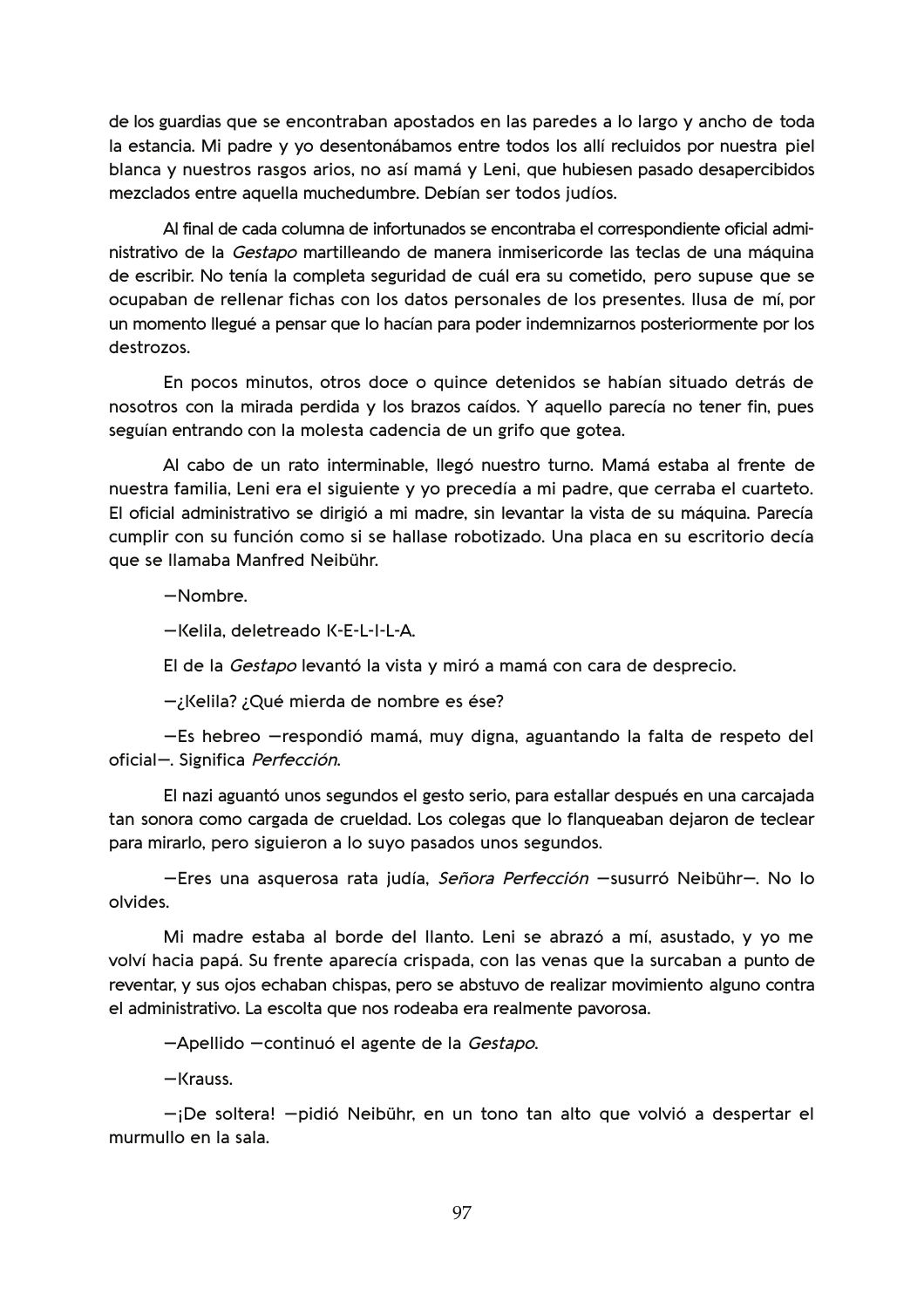de los guardias que se encontraban apostados en las paredes a lo largo y ancho de toda la estancia. Mi padre y yo desentonábamos entre todos los allí recluidos por nuestra piel blanca y nuestros rasgos arios, no así mamá y Leni, que hubiesen pasado desapercibidos mezclados entre aquella muchedumbre. Debían ser todos judíos.

Al final de cada columna de infortunados se encontraba el correspondiente oficial administrativo de la *Gestapo* martilleando de manera inmisericorde las teclas de una máquina de escribir. No tenía la completa seguridad de cuál era su cometido, pero supuse que se ocupaban de rellenar fichas con los datos personales de los presentes. Ilusa de mí, por un momento llegué a pensar que lo hacían para poder indemnizarnos posteriormente por los destrozos.

En pocos minutos, otros doce o quince detenidos se habían situado detrás de nosotros con la mirada perdida y los brazos caídos. Y aquello parecía no tener fin, pues seguían entrando con la molesta cadencia de un grifo que gotea.

Al cabo de un rato interminable, llegó nuestro turno. Mamá estaba al frente de nuestra familia, Leni era el siguiente y yo precedía a mi padre, que cerraba el cuarteto. El oficial administrativo se dirigió a mi madre, sin levantar la vista de su máquina. Parecía cumplir con su función como si se hallase robotizado. Una placa en su escritorio decía que se llamaba Manfred Neibühr.

—Nombre.

—Kelila, deletreado K-E-L-I-L-A.

El de la *Gestapo* levantó la vista y miró a mamá con cara de desprecio.

—¿Kelila? ¿Qué mierda de nombre es ése?

—Es hebreo —respondió mamá, muy digna, aguantando la falta de respeto del oficial—. Significa *Perfección*.

El nazi aguantó unos segundos el gesto serio, para estallar después en una carcajada tan sonora como cargada de crueldad. Los colegas que lo flanqueaban dejaron de teclear para mirarlo, pero siguieron a lo suyo pasados unos segundos.

—Eres una asquerosa rata judía, *Señora Perfección* —susurró Neibühr—. No lo olvides.

Mi madre estaba al borde del llanto. Leni se abrazó a mí, asustado, y yo me volví hacia papá. Su frente aparecía crispada, con las venas que la surcaban a punto de reventar, y sus ojos echaban chispas, pero se abstuvo de realizar movimiento alguno contra el administrativo. La escolta que nos rodeaba era realmente pavorosa.

—Apellido —continuó el agente de la *Gestapo*.

—Krauss.

—¡De soltera! —pidió Neibühr, en un tono tan alto que volvió a despertar el murmullo en la sala.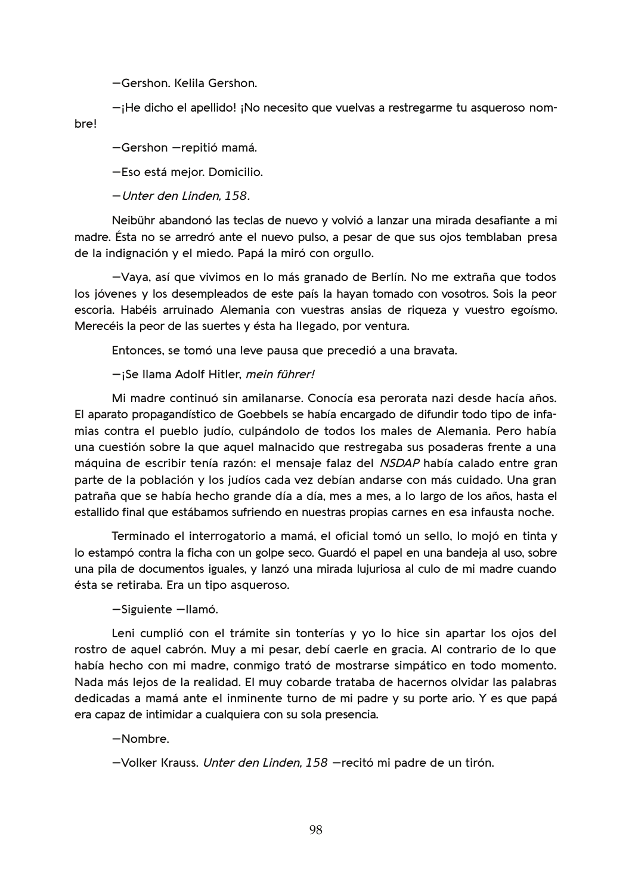—Gershon. Kelila Gershon.

—¡He dicho el apellido! ¡No necesito que vuelvas a restregarme tu asqueroso nombre!

—Gershon —repitió mamá.

—Eso está mejor. Domicilio.

—*Unter den Linden, 158*.

Neibühr abandonó las teclas de nuevo y volvió a lanzar una mirada desafiante a mi madre. Ésta no se arredró ante el nuevo pulso, a pesar de que sus ojos temblaban presa de la indignación y el miedo. Papá la miró con orgullo.

—Vaya, así que vivimos en lo más granado de Berlín. No me extraña que todos los jóvenes y los desempleados de este país la hayan tomado con vosotros. Sois la peor escoria. Habéis arruinado Alemania con vuestras ansias de riqueza y vuestro egoísmo. Merecéis la peor de las suertes y ésta ha llegado, por ventura.

Entonces, se tomó una leve pausa que precedió a una bravata.

—¡Se llama Adolf Hitler, *mein führer!*

Mi madre continuó sin amilanarse. Conocía esa perorata nazi desde hacía años. El aparato propagandístico de Goebbels se había encargado de difundir todo tipo de infamias contra el pueblo judío, culpándolo de todos los males de Alemania. Pero había una cuestión sobre la que aquel malnacido que restregaba sus posaderas frente a una máquina de escribir tenía razón: el mensaje falaz del *NSDAP* había calado entre gran parte de la población y los judíos cada vez debían andarse con más cuidado. Una gran patraña que se había hecho grande día a día, mes a mes, a lo largo de los años, hasta el estallido final que estábamos sufriendo en nuestras propias carnes en esa infausta noche.

Terminado el interrogatorio a mamá, el oficial tomó un sello, lo mojó en tinta y lo estampó contra la ficha con un golpe seco. Guardó el papel en una bandeja al uso, sobre una pila de documentos iguales, y lanzó una mirada lujuriosa al culo de mi madre cuando ésta se retiraba. Era un tipo asqueroso.

—Siguiente —llamó.

Leni cumplió con el trámite sin tonterías y yo lo hice sin apartar los ojos del rostro de aquel cabrón. Muy a mi pesar, debí caerle en gracia. Al contrario de lo que había hecho con mi madre, conmigo trató de mostrarse simpático en todo momento. Nada más lejos de la realidad. El muy cobarde trataba de hacernos olvidar las palabras dedicadas a mamá ante el inminente turno de mi padre y su porte ario. Y es que papá era capaz de intimidar a cualquiera con su sola presencia.

—Nombre.

—Volker Krauss. *Unter den Linden, 158* —recitó mi padre de un tirón.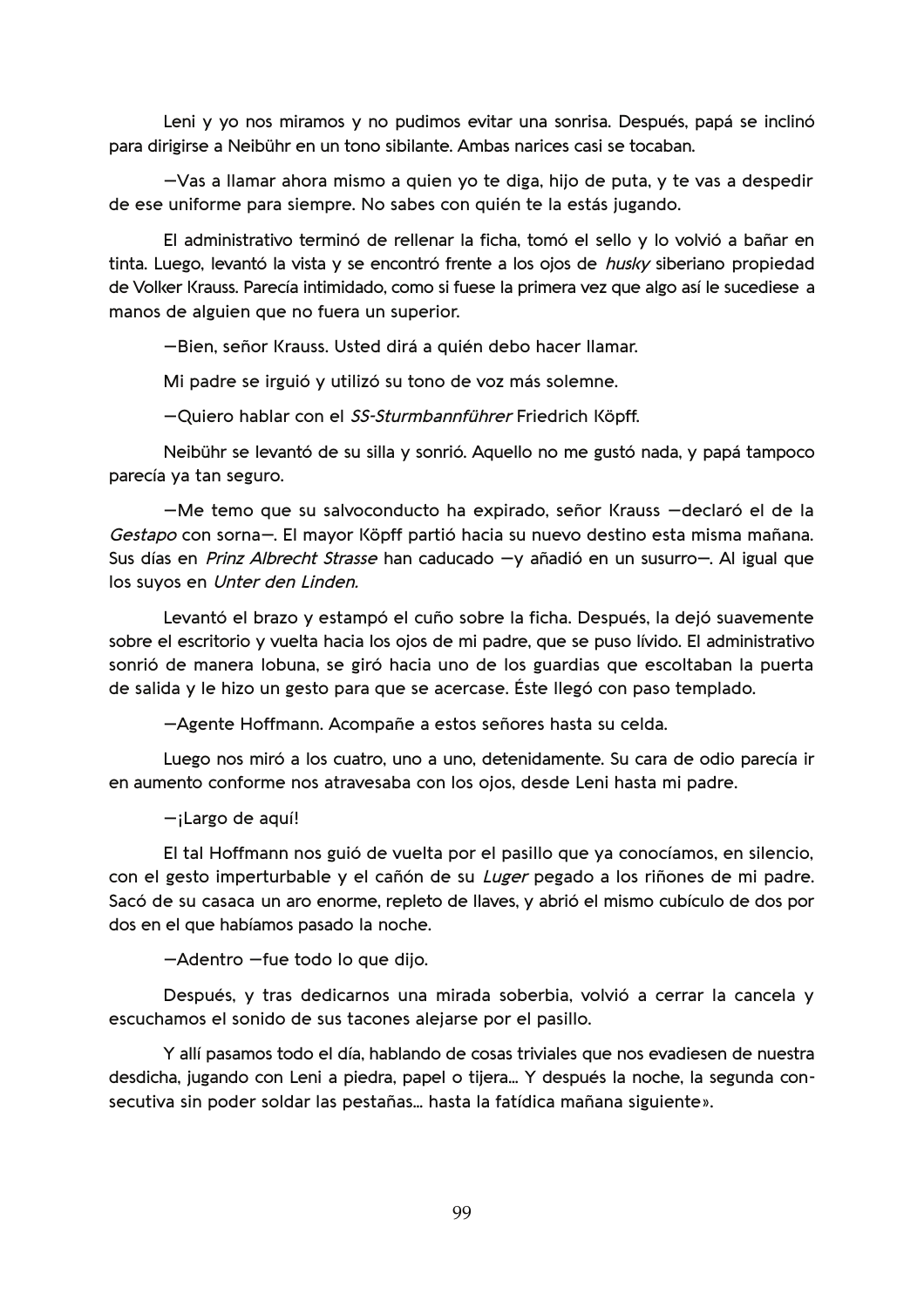Leni y yo nos miramos y no pudimos evitar una sonrisa. Después, papá se inclinó para dirigirse a Neibühr en un tono sibilante. Ambas narices casi se tocaban.

—Vas a llamar ahora mismo a quien yo te diga, hijo de puta, y te vas a despedir de ese uniforme para siempre. No sabes con quién te la estás jugando.

El administrativo terminó de rellenar la ficha, tomó el sello y lo volvió a bañar en tinta. Luego, levantó la vista y se encontró frente a los ojos de *husky* siberiano propiedad de Volker Krauss. Parecía intimidado, como si fuese la primera vez que algo así le sucediese a manos de alguien que no fuera un superior.

—Bien, señor Krauss. Usted dirá a quién debo hacer llamar.

Mi padre se irguió y utilizó su tono de voz más solemne.

—Quiero hablar con el *SS-Sturmbannführer* Friedrich Köpff.

Neibühr se levantó de su silla y sonrió. Aquello no me gustó nada, y papá tampoco parecía ya tan seguro.

—Me temo que su salvoconducto ha expirado, señor Krauss —declaró el de la *Gestapo* con sorna—. El mayor Köpff partió hacia su nuevo destino esta misma mañana. Sus días en *Prinz Albrecht Strasse* han caducado —y añadió en un susurro—. Al igual que los suyos en *Unter den Linden.*

Levantó el brazo y estampó el cuño sobre la ficha. Después, la dejó suavemente sobre el escritorio y vuelta hacia los ojos de mi padre, que se puso lívido. El administrativo sonrió de manera lobuna, se giró hacia uno de los guardias que escoltaban la puerta de salida y le hizo un gesto para que se acercase. Éste llegó con paso templado.

—Agente Hoffmann. Acompañe a estos señores hasta su celda.

Luego nos miró a los cuatro, uno a uno, detenidamente. Su cara de odio parecía ir en aumento conforme nos atravesaba con los ojos, desde Leni hasta mi padre.

—¡Largo de aquí!

El tal Hoffmann nos guió de vuelta por el pasillo que ya conocíamos, en silencio, con el gesto imperturbable y el cañón de su *Luger* pegado a los riñones de mi padre. Sacó de su casaca un aro enorme, repleto de llaves, y abrió el mismo cubículo de dos por dos en el que habíamos pasado la noche.

—Adentro —fue todo lo que dijo.

Después, y tras dedicarnos una mirada soberbia, volvió a cerrar la cancela y escuchamos el sonido de sus tacones alejarse por el pasillo.

Y allí pasamos todo el día, hablando de cosas triviales que nos evadiesen de nuestra desdicha, jugando con Leni a piedra, papel o tijera... Y después la noche, la segunda consecutiva sin poder soldar las pestañas... hasta la fatídica mañana siguiente».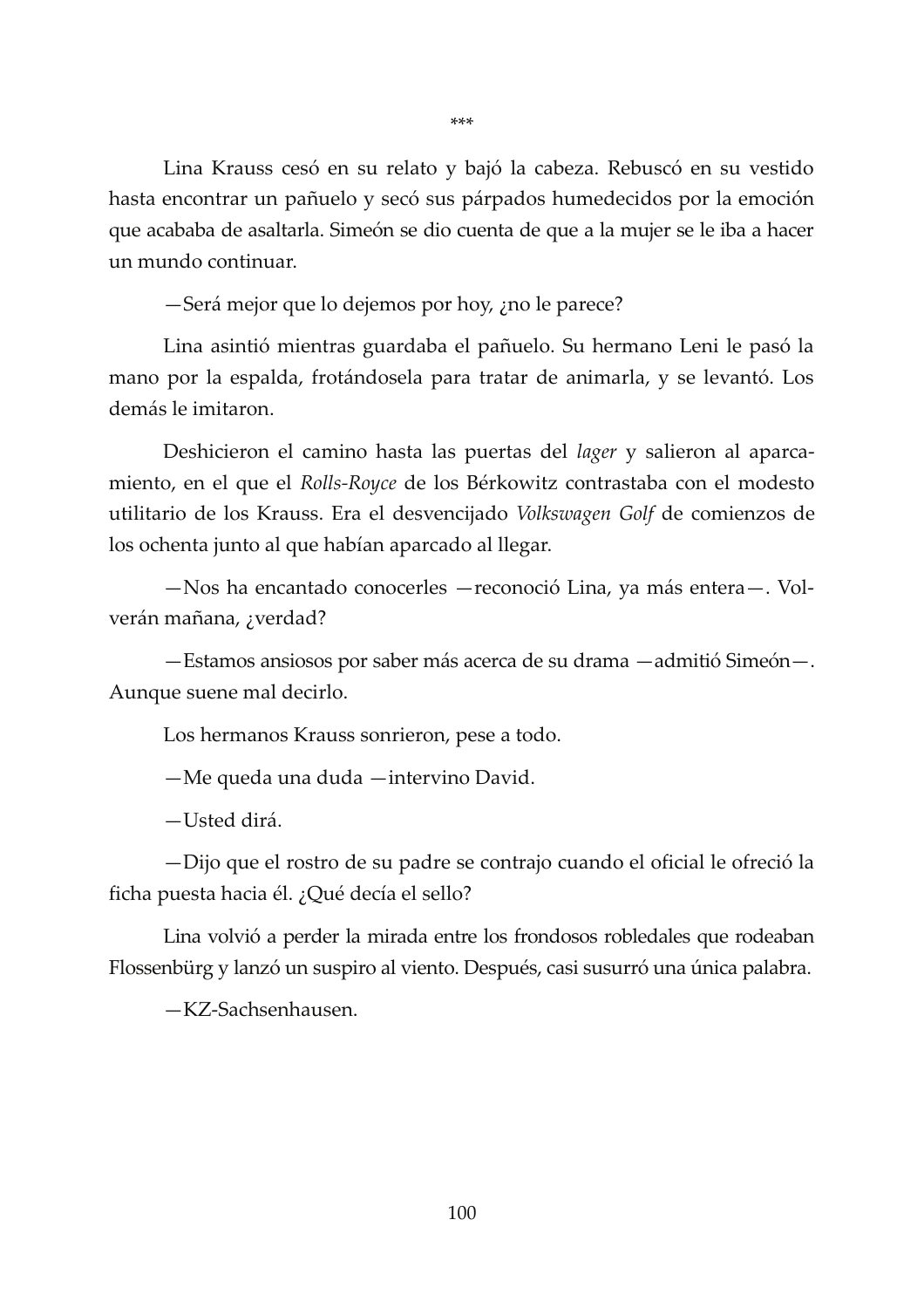\*\*\*

Lina Krauss cesó en su relato y bajó la cabeza. Rebuscó en su vestido hasta encontrar un pañuelo y secó sus párpados humedecidos por la emoción que acababa de asaltarla. Simeón se dio cuenta de que a la mujer se le iba a hacer un mundo continuar.

—Será mejor que lo dejemos por hoy, ¿no le parece?

Lina asintió mientras guardaba el pañuelo. Su hermano Leni le pasó la mano por la espalda, frotándosela para tratar de animarla, y se levantó. Los demás le imitaron.

Deshicieron el camino hasta las puertas del *lager* y salieron al aparcamiento, en el que el *Rolls-Royce* de los Bérkowitz contrastaba con el modesto utilitario de los Krauss. Era el desvencijado *Volkswagen Golf* de comienzos de los ochenta junto al que habían aparcado al llegar.

—Nos ha encantado conocerles —reconoció Lina, ya más entera—. Volverán mañana, ¿verdad?

—Estamos ansiosos por saber más acerca de su drama —admitió Simeón—. Aunque suene mal decirlo.

Los hermanos Krauss sonrieron, pese a todo.

—Me queda una duda —intervino David.

—Usted dirá.

—Dijo que el rostro de su padre se contrajo cuando el oficial le ofreció la ficha puesta hacia él. ¿Qué decía el sello?

Lina volvió a perder la mirada entre los frondosos robledales que rodeaban Flossenbürg y lanzó un suspiro al viento. Después, casi susurró una única palabra.

—KZ-Sachsenhausen.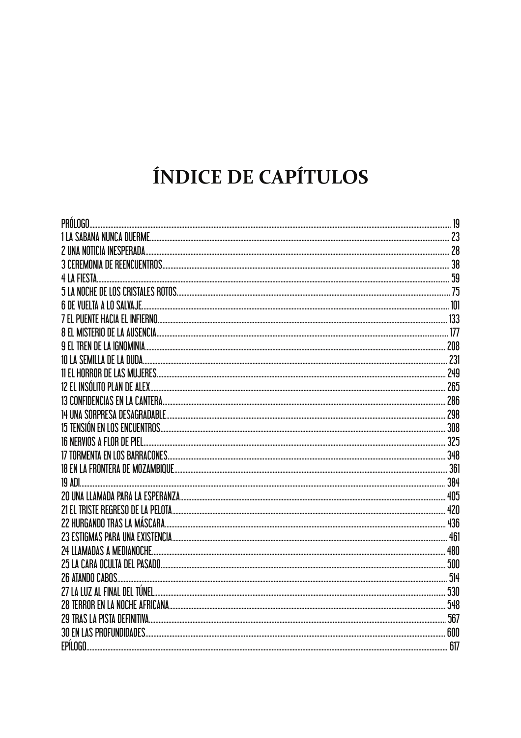# ÍNDICE DE CAPÍTULOS

PRÓLOGO ........ 19
1 LA SABANA NUNCA DUERME ........ 23
2 UNA NOTICIA INESPERADA ........ 28
3 CEREMONIA DE REENCUENTROS ........ 38
4 LA FIESTA ........ 59
5 LA NOCHE DE LOS CRISTALES ROTOS ........ 75
6 DE VUELTA A LO SALVAJE ........ 101
7 EL PUENTE HACIA EL INFIERNO ........ 133
8 EL MISTERIO DE LA AUSENCIA ........ 177
9 EL TREN DE LA IGNOMINIA ........ 208
10 LA SEMILLA DE LA DUDA ........ 231
11 EL HORROR DE LAS MUJERES ........ 249
12 EL INSÓLITO PLAN DE ALEX ........ 265
13 CONFIDENCIAS EN LA CANTERA ........ 286
14 UNA SORPRESA DESAGRADABLE ........ 298
15 TENSIÓN EN LOS ENCUENTROS ........ 308
16 NERVIOS A FLOR DE PIEL ........ 325
17 TORMENTA EN LOS BARRACONES ........ 348
18 EN LA FRONTERA DE MOZAMBIQUE ........ 361
19 ADI ........ 384
20 UNA LLAMADA PARA LA ESPERANZA ........ 405
21 EL TRISTE REGRESO DE LA PELOTA ........ 420
22 HURGANDO TRAS LA MÁSCARA ........ 436
23 ESTIGMAS PARA UNA EXISTENCIA ........ 461
24 LLAMADAS A MEDIANOCHE ........ 480
25 LA CARA OCULTA DEL PASADO ........ 500
26 ATANDO CABOS ........ 514
27 LA LUZ AL FINAL DEL TÚNEL ........ 530
28 TERROR EN LA NOCHE AFRICANA ........ 548
29 TRAS LA PISTA DEFINITIVA ........ 567
30 EN LAS PROFUNDIDADES ........ 600
EPÍLOGO ........ 617